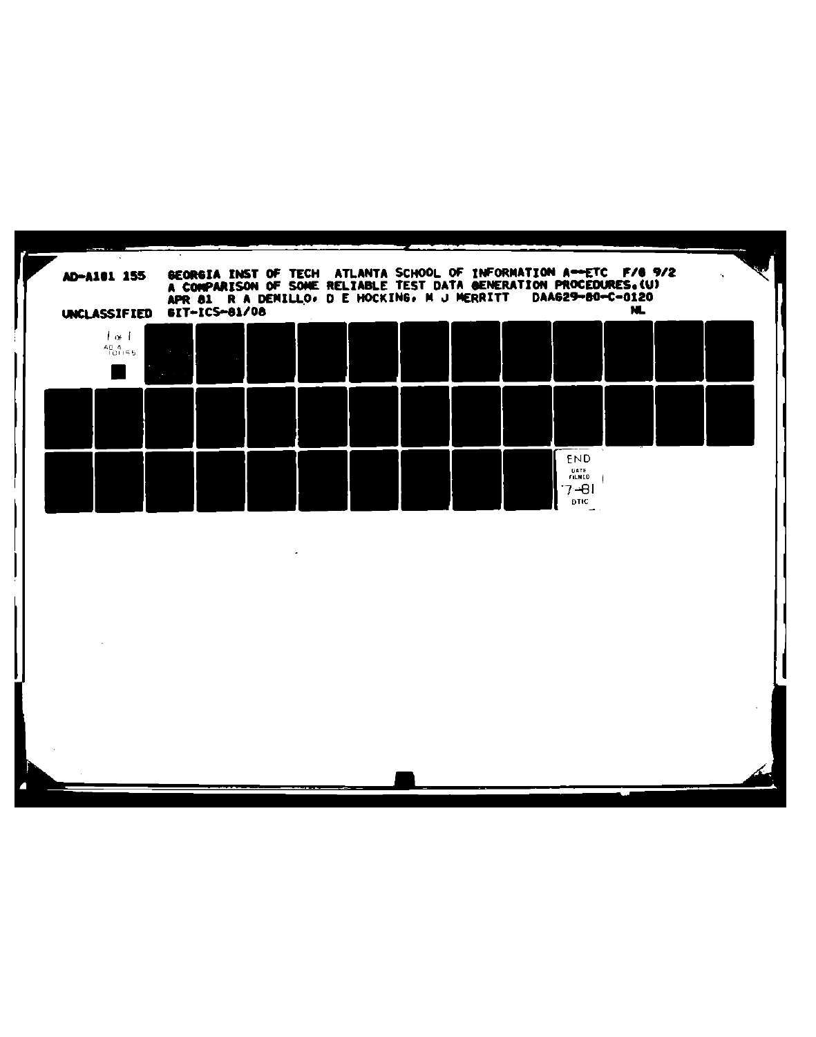AD-A101 155 GEORGIA INST OF TECH ATLANTA SCHOOL OF INFORMATION A--ETC F/G 9/2
A COMPARISON OF SOME RELIABLE TEST DATA GENERATION PROCEDURES.(U)
APR 81 R A DEMILLO, D E HOCKING, M J MERRITT DAAG29-80-C-0120

UNCLASSIFIED GIT-ICS-81/08 NL

1 OF 1

AD A
101155

END
DATE
FILMED
7-81
DTIC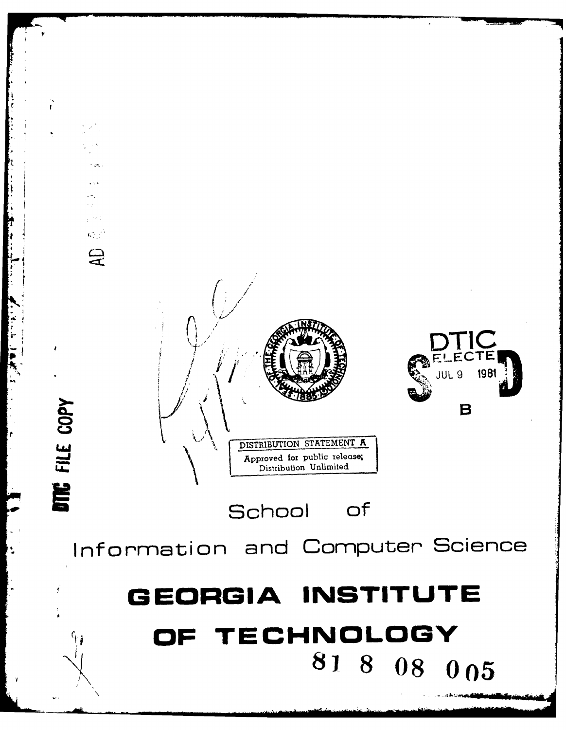AD

DTIC FILE COPY

DTIC
ELECTE
JUL 9 1981
S D
B

DISTRIBUTION STATEMENT A
Approved for public release;
Distribution Unlimited

School of

Information and Computer Science

# GEORGIA INSTITUTE OF TECHNOLOGY

81 8 08 005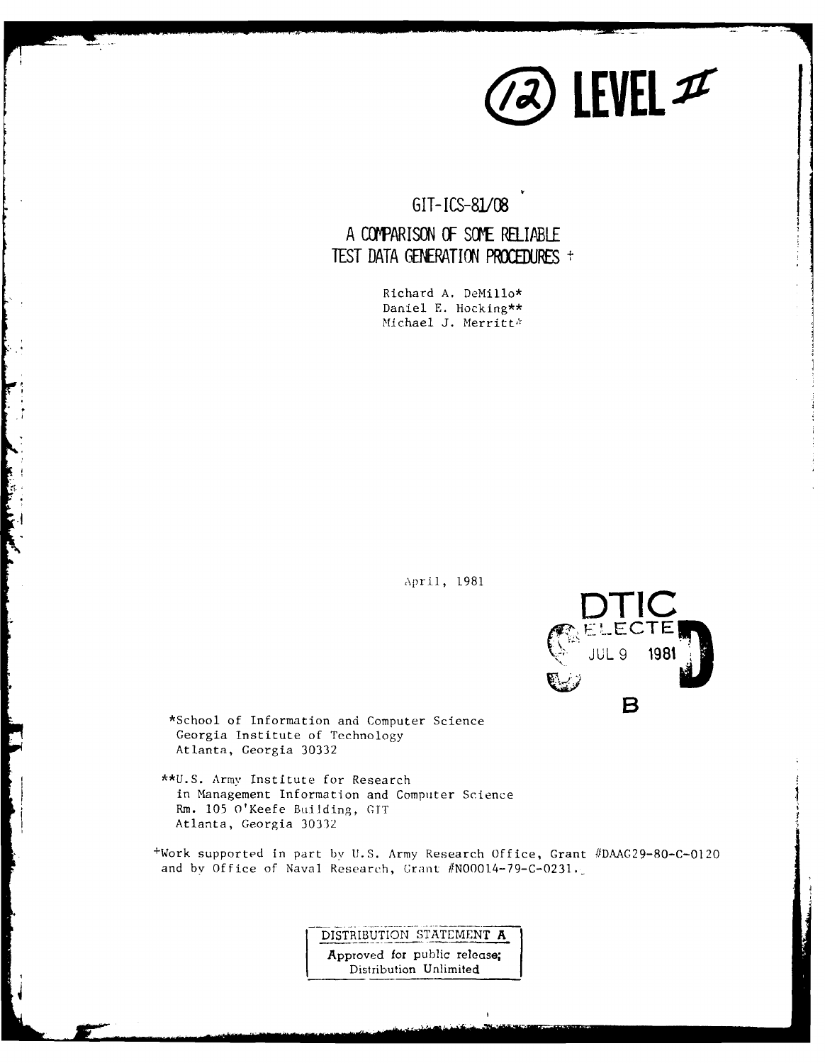(12) LEVEL II

GIT-ICS-81/08

# A COMPARISON OF SOME RELIABLE TEST DATA GENERATION PROCEDURES +

Richard A. DeMillo*
Daniel E. Hocking**
Michael J. Merritt*

April, 1981

DTIC ELECTE JUL 9 1981 B

*School of Information and Computer Science
Georgia Institute of Technology
Atlanta, Georgia 30332

**U.S. Army Institute for Research
in Management Information and Computer Science
Rm. 105 O'Keefe Building, GIT
Atlanta, Georgia 30332

+Work supported in part by U.S. Army Research Office, Grant #DAAG29-80-C-0120 and by Office of Naval Research, Grant #N00014-79-C-0231.

DISTRIBUTION STATEMENT A
Approved for public release;
Distribution Unlimited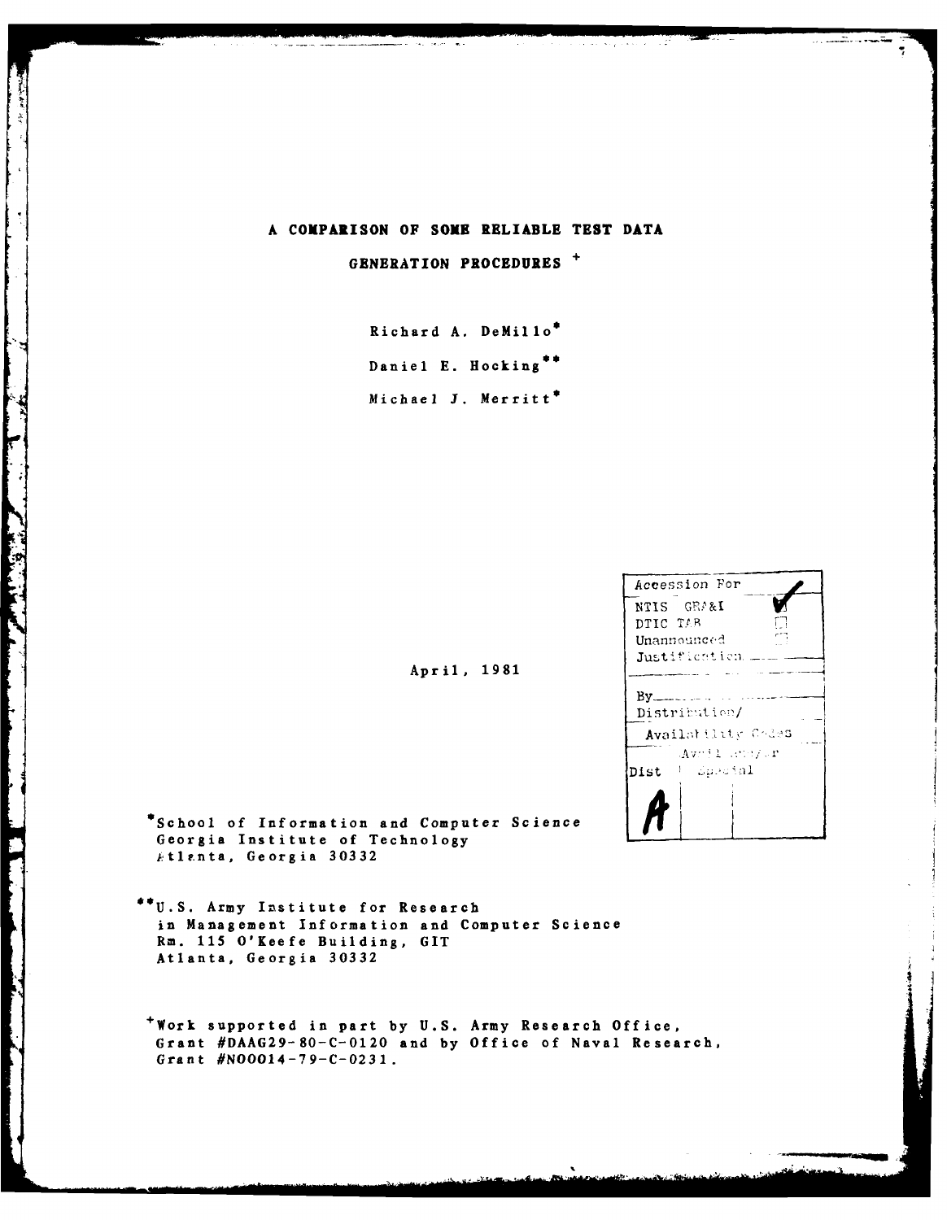# A COMPARISON OF SOME RELIABLE TEST DATA GENERATION PROCEDURES +

Richard A. DeMillo*

Daniel E. Hocking**

Michael J. Merritt*

April, 1981

| Accession For | |
|---|---|
| NTIS GRA&I | ✔ |
| DTIC TAB | ☐ |
| Unannounced | ☐ |
| Justification | |
| By | |
| Distribution/ | |
| Availability Codes | |
| Dist | Avail and/or Special |
| A | |

*School of Information and Computer Science
Georgia Institute of Technology
Atlanta, Georgia 30332

**U.S. Army Institute for Research
in Management Information and Computer Science
Rm. 115 O'Keefe Building, GIT
Atlanta, Georgia 30332

+Work supported in part by U.S. Army Research Office, Grant #DAAG29-80-C-0120 and by Office of Naval Research, Grant #N00014-79-C-0231.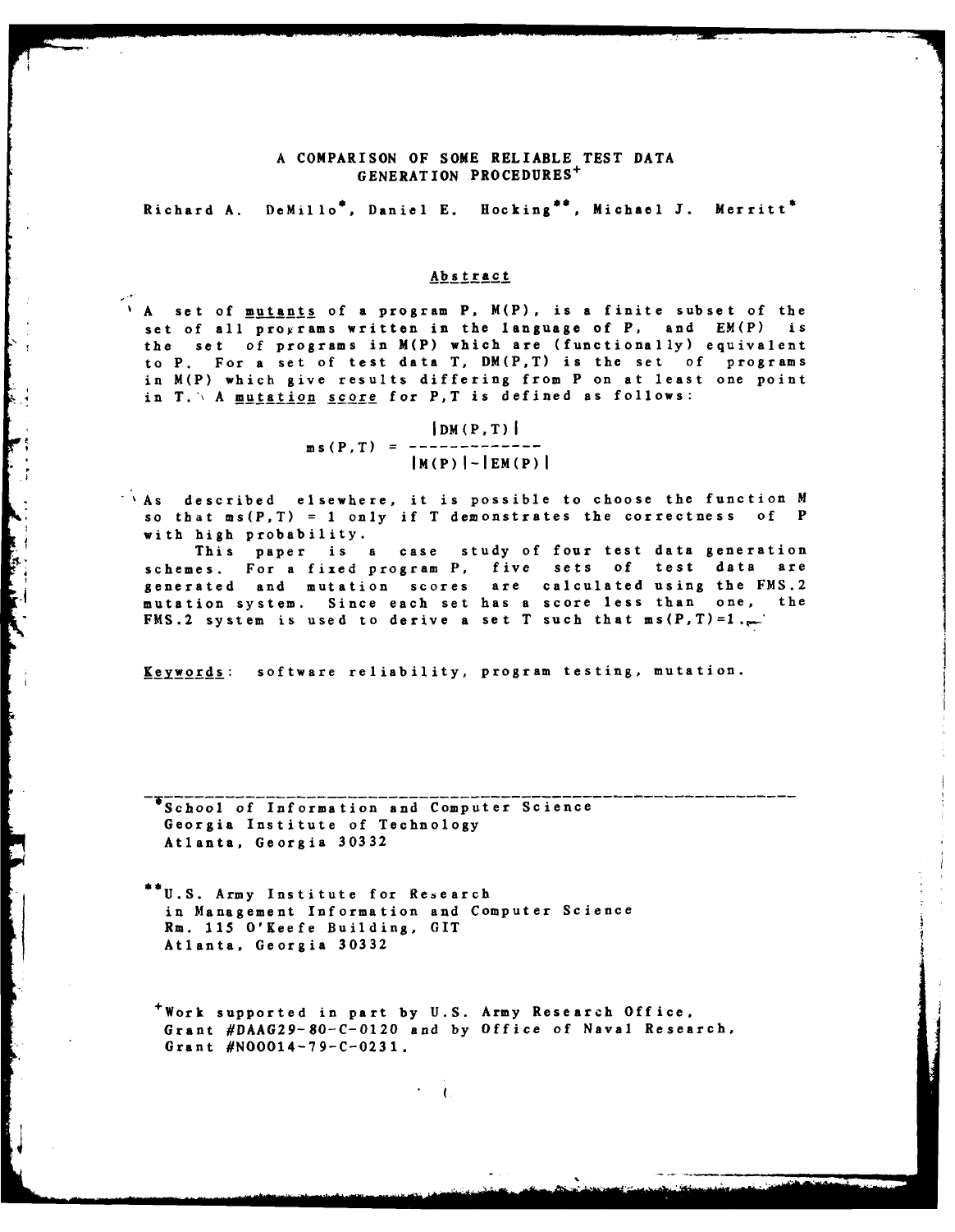# A COMPARISON OF SOME RELIABLE TEST DATA GENERATION PROCEDURES+

Richard A. DeMillo*, Daniel E. Hocking**, Michael J. Merritt*

## Abstract

A set of <u>mutants</u> of a program P, M(P), is a finite subset of the set of all programs written in the language of P, and EM(P) is the set of programs in M(P) which are (functionally) equivalent to P. For a set of test data T, DM(P,T) is the set of programs in M(P) which give results differing from P on at least one point in T. A <u>mutation score</u> for P,T is defined as follows:

$$ms(P,T) = \frac{|DM(P,T)|}{|M(P)|-|EM(P)|}$$

As described elsewhere, it is possible to choose the function M so that ms(P,T) = 1 only if T demonstrates the correctness of P with high probability.

This paper is a case study of four test data generation schemes. For a fixed program P, five sets of test data are generated and mutation scores are calculated using the FMS.2 mutation system. Since each set has a score less than one, the FMS.2 system is used to derive a set T such that ms(P,T)=1.

<u>Keywords</u>: software reliability, program testing, mutation.

---

*School of Information and Computer Science
Georgia Institute of Technology
Atlanta, Georgia 30332

**U.S. Army Institute for Research
in Management Information and Computer Science
Rm. 115 O'Keefe Building, GIT
Atlanta, Georgia 30332

+Work supported in part by U.S. Army Research Office, Grant #DAAG29-80-C-0120 and by Office of Naval Research, Grant #N00014-79-C-0231.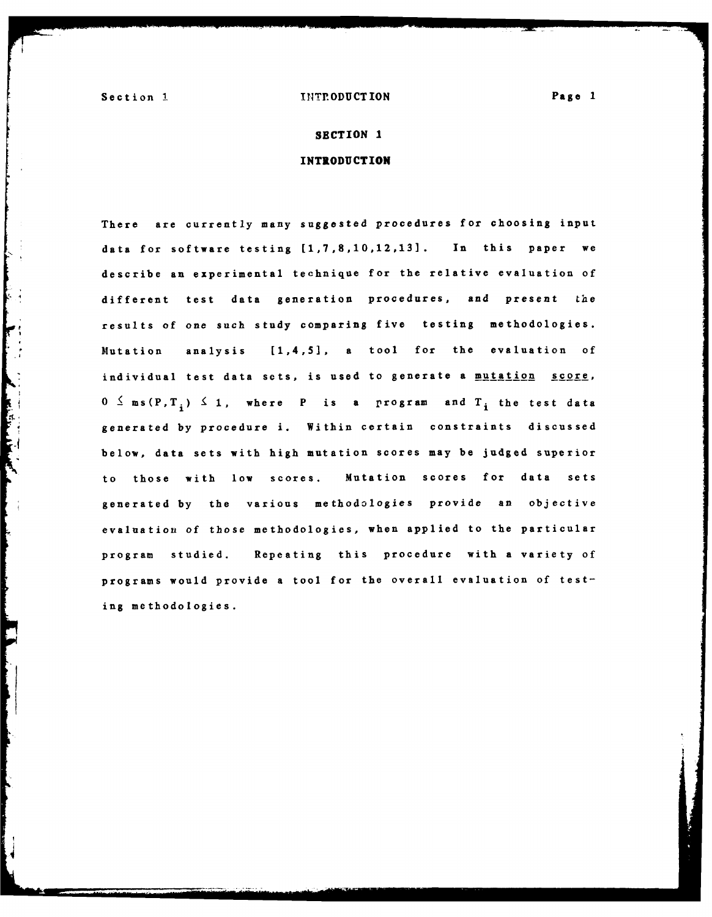# SECTION 1

# INTRODUCTION

There are currently many suggested procedures for choosing input data for software testing [1,7,8,10,12,13]. In this paper we describe an experimental technique for the relative evaluation of different test data generation procedures, and present the results of one such study comparing five testing methodologies. Mutation analysis [1,4,5], a tool for the evaluation of individual test data sets, is used to generate a <u>mutation score</u>, $0 \leq ms(P,T_i) \leq 1$, where P is a program and $T_i$ the test data generated by procedure i. Within certain constraints discussed below, data sets with high mutation scores may be judged superior to those with low scores. Mutation scores for data sets generated by the various methodologies provide an objective evaluation of those methodologies, when applied to the particular program studied. Repeating this procedure with a variety of programs would provide a tool for the overall evaluation of testing methodologies.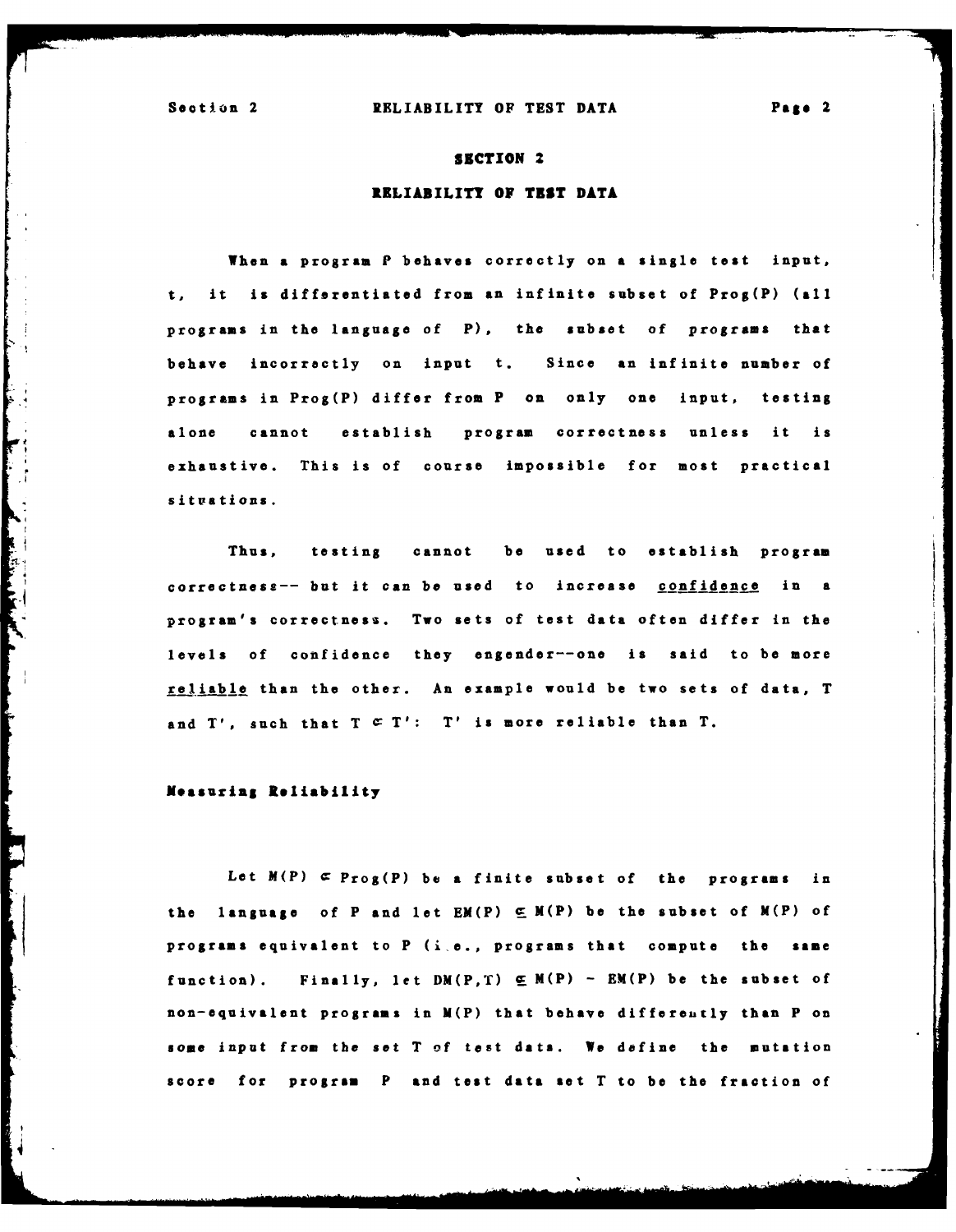## SECTION 2

## RELIABILITY OF TEST DATA

When a program P behaves correctly on a single test input, t, it is differentiated from an infinite subset of Prog(P) (all programs in the language of P), the subset of programs that behave incorrectly on input t. Since an infinite number of programs in Prog(P) differ from P on only one input, testing alone cannot establish program correctness unless it is exhaustive. This is of course impossible for most practical situations.

Thus, testing cannot be used to establish program correctness-- but it can be used to increase <u>confidence</u> in a program's correctness. Two sets of test data often differ in the levels of confidence they engender--one is said to be more <u>reliable</u> than the other. An example would be two sets of data, T and T', such that $T \subset T'$: T' is more reliable than T.

### Measuring Reliability

Let $M(P) \subset Prog(P)$ be a finite subset of the programs in the language of P and let $EM(P) \subseteq M(P)$ be the subset of M(P) of programs equivalent to P (i.e., programs that compute the same function). Finally, let $DM(P,T) \subseteq M(P) - EM(P)$ be the subset of non-equivalent programs in M(P) that behave differently than P on some input from the set T of test data. We define the mutation score for program P and test data set T to be the fraction of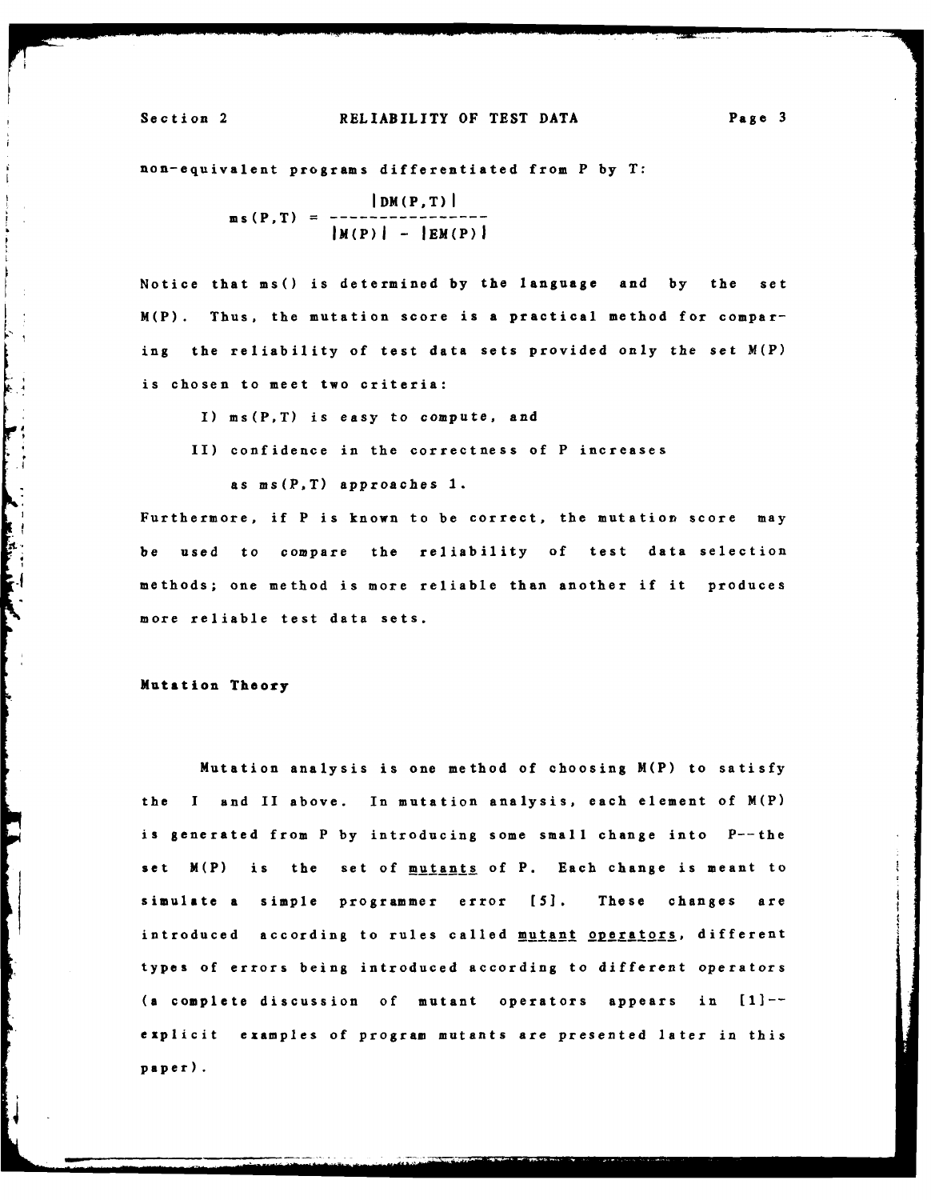non-equivalent programs differentiated from P by T:

$$ms(P,T) = \frac{|DM(P,T)|}{|M(P)| - |EM(P)|}$$

Notice that ms() is determined by the language and by the set M(P). Thus, the mutation score is a practical method for comparing the reliability of test data sets provided only the set M(P) is chosen to meet two criteria:

I) ms(P,T) is easy to compute, and

II) confidence in the correctness of P increases as ms(P,T) approaches 1.

Furthermore, if P is known to be correct, the mutation score may be used to compare the reliability of test data selection methods; one method is more reliable than another if it produces more reliable test data sets.

**Mutation Theory**

Mutation analysis is one method of choosing M(P) to satisfy the I and II above. In mutation analysis, each element of M(P) is generated from P by introducing some small change into P--the set M(P) is the set of *mutants* of P. Each change is meant to simulate a simple programmer error [5]. These changes are introduced according to rules called *mutant operators*, different types of errors being introduced according to different operators (a complete discussion of mutant operators appears in [1]--explicit examples of program mutants are presented later in this paper).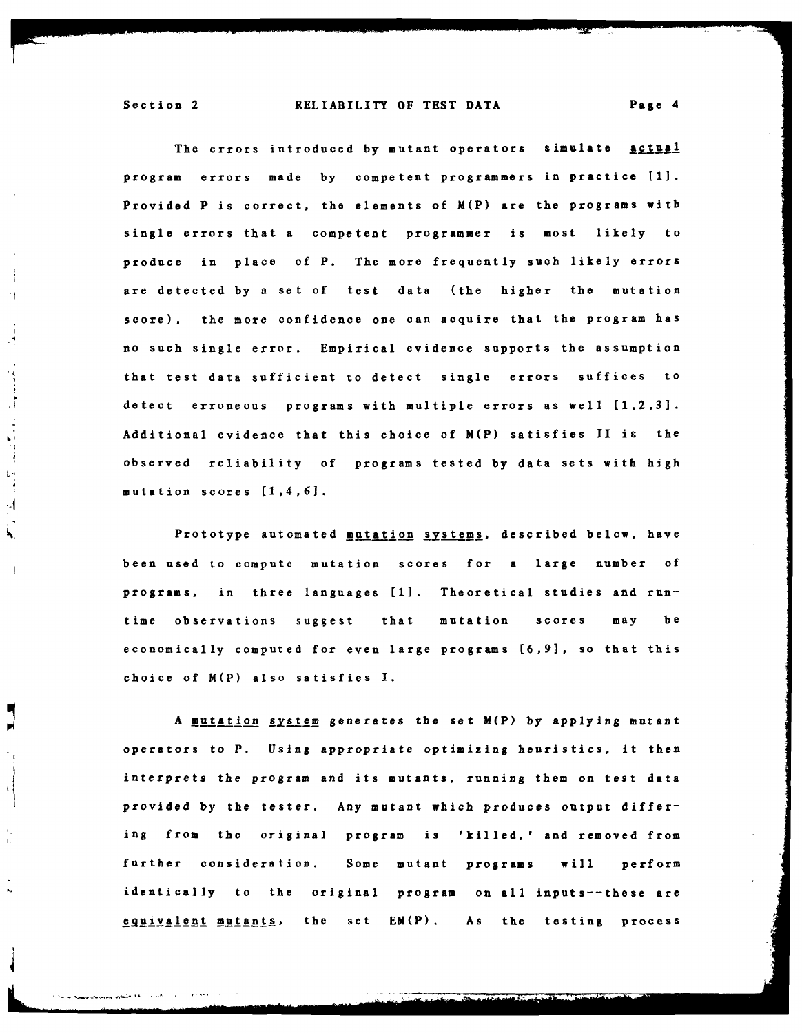The errors introduced by mutant operators simulate _actual_ program errors made by competent programmers in practice [1]. Provided P is correct, the elements of M(P) are the programs with single errors that a competent programmer is most likely to produce in place of P. The more frequently such likely errors are detected by a set of test data (the higher the mutation score), the more confidence one can acquire that the program has no such single error. Empirical evidence supports the assumption that test data sufficient to detect single errors suffices to detect erroneous programs with multiple errors as well [1,2,3]. Additional evidence that this choice of M(P) satisfies II is the observed reliability of programs tested by data sets with high mutation scores [1,4,6].

Prototype automated _mutation systems_, described below, have been used to compute mutation scores for a large number of programs, in three languages [1]. Theoretical studies and run-time observations suggest that mutation scores may be economically computed for even large programs [6,9], so that this choice of M(P) also satisfies I.

A _mutation system_ generates the set M(P) by applying mutant operators to P. Using appropriate optimizing heuristics, it then interprets the program and its mutants, running them on test data provided by the tester. Any mutant which produces output differing from the original program is 'killed,' and removed from further consideration. Some mutant programs will perform identically to the original program on all inputs--these are _equivalent mutants_, the set EM(P). As the testing process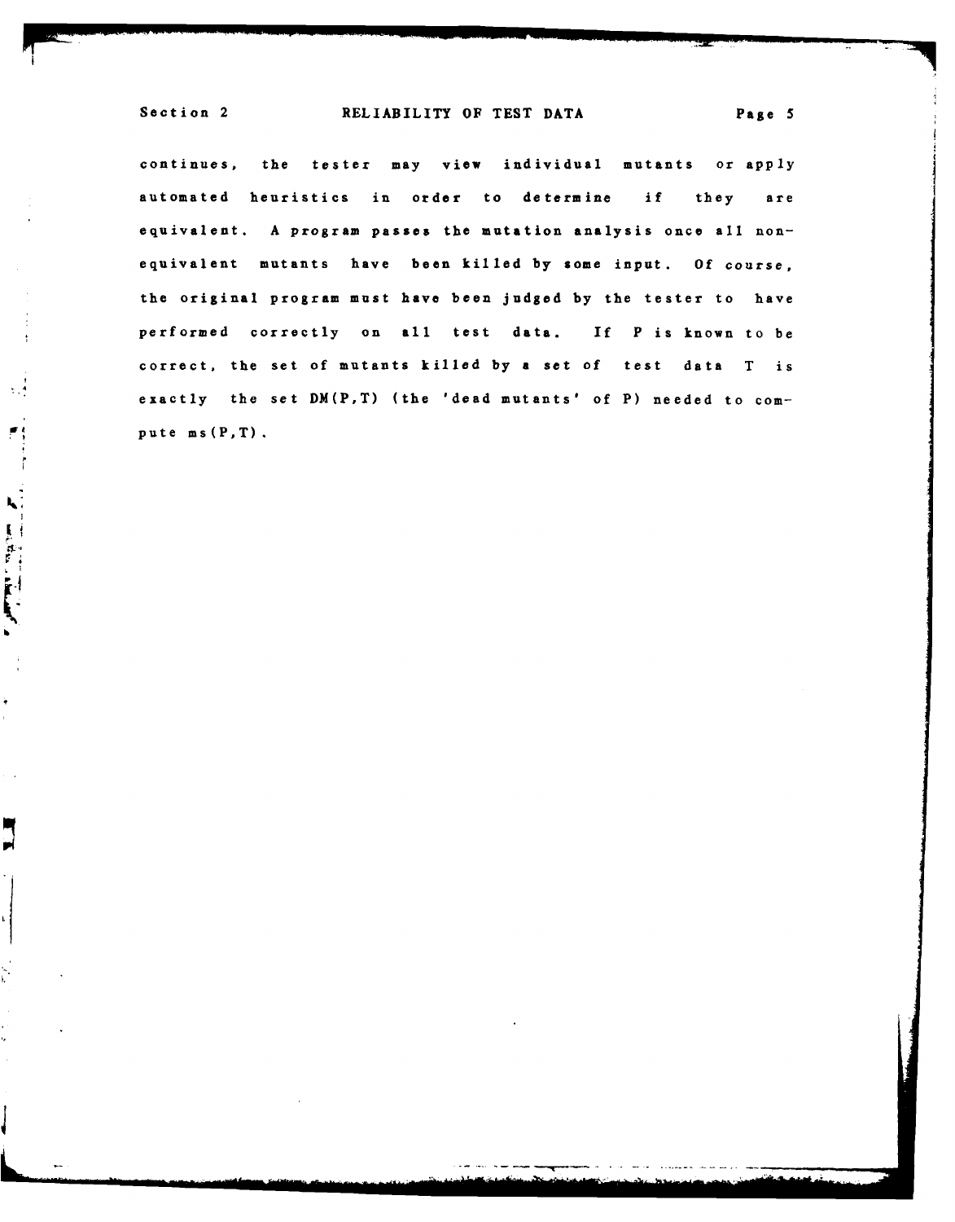continues, the tester may view individual mutants or apply automated heuristics in order to determine if they are equivalent. A program passes the mutation analysis once all non-equivalent mutants have been killed by some input. Of course, the original program must have been judged by the tester to have performed correctly on all test data. If P is known to be correct, the set of mutants killed by a set of test data T is exactly the set DM(P,T) (the 'dead mutants' of P) needed to compute ms(P,T).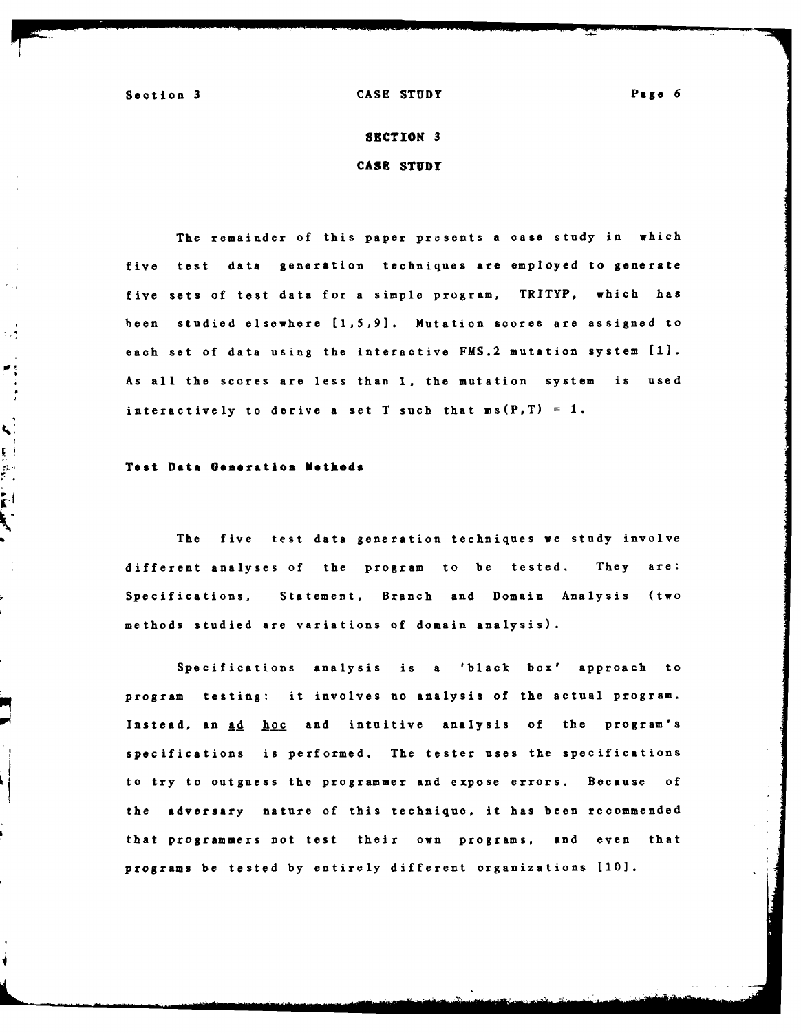# SECTION 3

# CASE STUDY

The remainder of this paper presents a case study in which five test data generation techniques are employed to generate five sets of test data for a simple program, TRITYP, which has been studied elsewhere [1,5,9]. Mutation scores are assigned to each set of data using the interactive FMS.2 mutation system [1]. As all the scores are less than 1, the mutation system is used interactively to derive a set T such that ms(P,T) = 1.

**Test Data Generation Methods**

The five test data generation techniques we study involve different analyses of the program to be tested. They are: Specifications, Statement, Branch and Domain Analysis (two methods studied are variations of domain analysis).

Specifications analysis is a 'black box' approach to program testing: it involves no analysis of the actual program. Instead, an *ad hoc* and intuitive analysis of the program's specifications is performed. The tester uses the specifications to try to outguess the programmer and expose errors. Because of the adversary nature of this technique, it has been recommended that programmers not test their own programs, and even that programs be tested by entirely different organizations [10].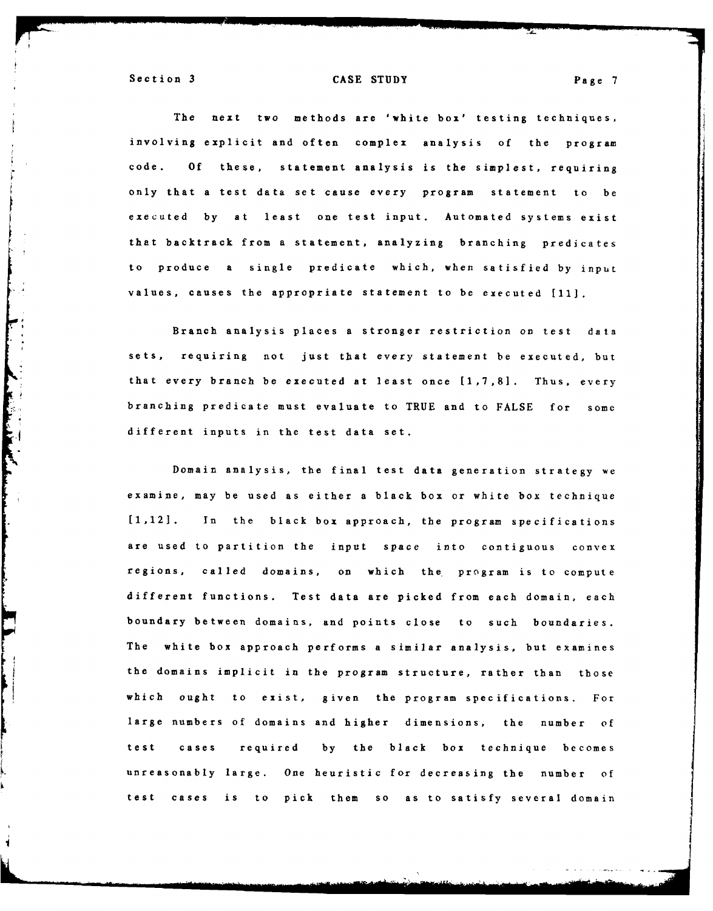The next two methods are 'white box' testing techniques, involving explicit and often complex analysis of the program code. Of these, statement analysis is the simplest, requiring only that a test data set cause every program statement to be executed by at least one test input. Automated systems exist that backtrack from a statement, analyzing branching predicates to produce a single predicate which, when satisfied by input values, causes the appropriate statement to be executed [11].

Branch analysis places a stronger restriction on test data sets, requiring not just that every statement be executed, but that every branch be executed at least once [1,7,8]. Thus, every branching predicate must evaluate to TRUE and to FALSE for some different inputs in the test data set.

Domain analysis, the final test data generation strategy we examine, may be used as either a black box or white box technique [1,12]. In the black box approach, the program specifications are used to partition the input space into contiguous convex regions, called domains, on which the program is to compute different functions. Test data are picked from each domain, each boundary between domains, and points close to such boundaries. The white box approach performs a similar analysis, but examines the domains implicit in the program structure, rather than those which ought to exist, given the program specifications. For large numbers of domains and higher dimensions, the number of test cases required by the black box technique becomes unreasonably large. One heuristic for decreasing the number of test cases is to pick them so as to satisfy several domain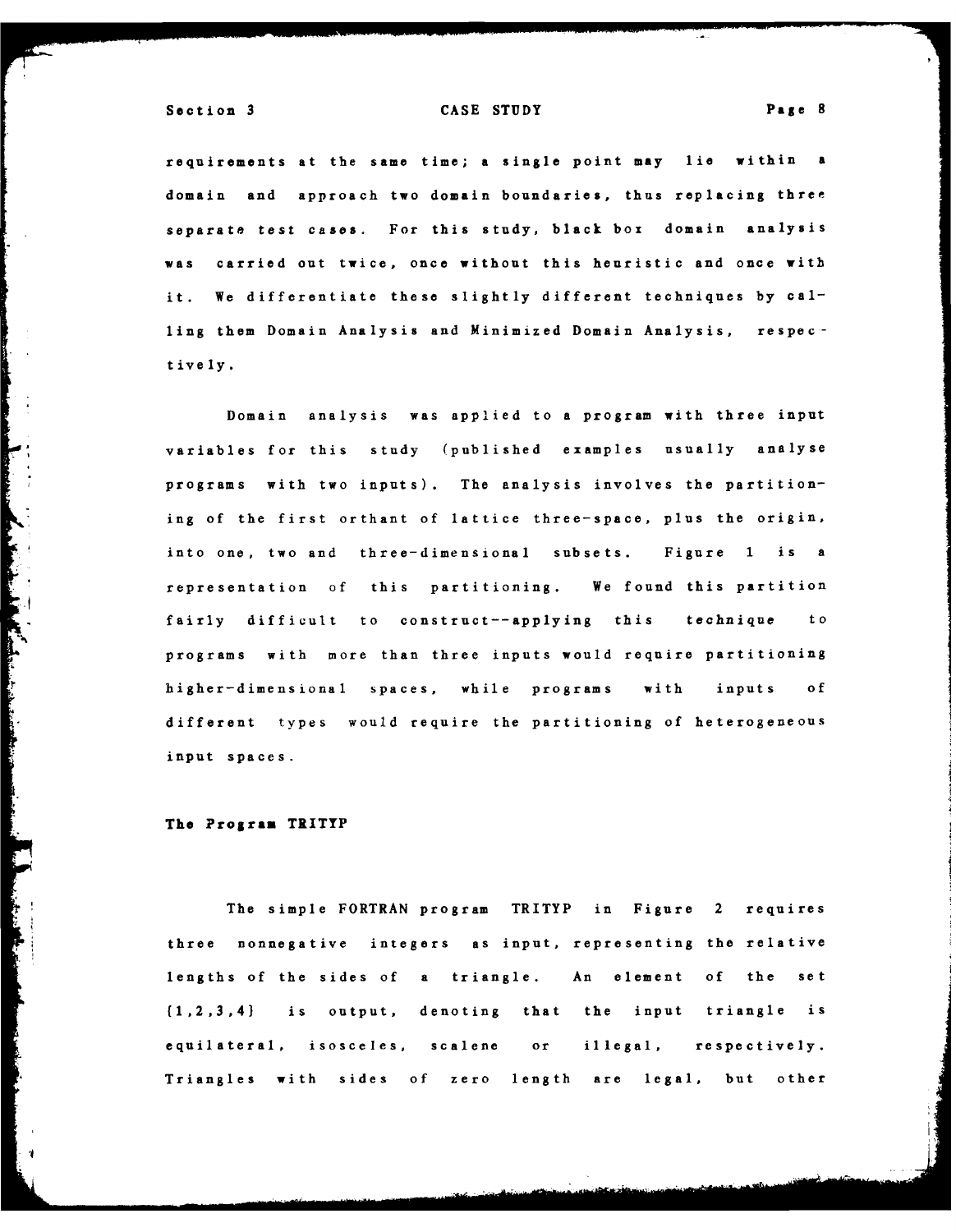requirements at the same time; a single point may lie within a domain and approach two domain boundaries, thus replacing three separate test cases. For this study, black box domain analysis was carried out twice, once without this heuristic and once with it. We differentiate these slightly different techniques by calling them Domain Analysis and Minimized Domain Analysis, respectively.

Domain analysis was applied to a program with three input variables for this study (published examples usually analyse programs with two inputs). The analysis involves the partitioning of the first orthant of lattice three-space, plus the origin, into one, two and three-dimensional subsets. Figure 1 is a representation of this partitioning. We found this partition fairly difficult to construct--applying this technique to programs with more than three inputs would require partitioning higher-dimensional spaces, while programs with inputs of different types would require the partitioning of heterogeneous input spaces.

### The Program TRITYP

The simple FORTRAN program TRITYP in Figure 2 requires three nonnegative integers as input, representing the relative lengths of the sides of a triangle. An element of the set {1,2,3,4} is output, denoting that the input triangle is equilateral, isosceles, scalene or illegal, respectively. Triangles with sides of zero length are legal, but other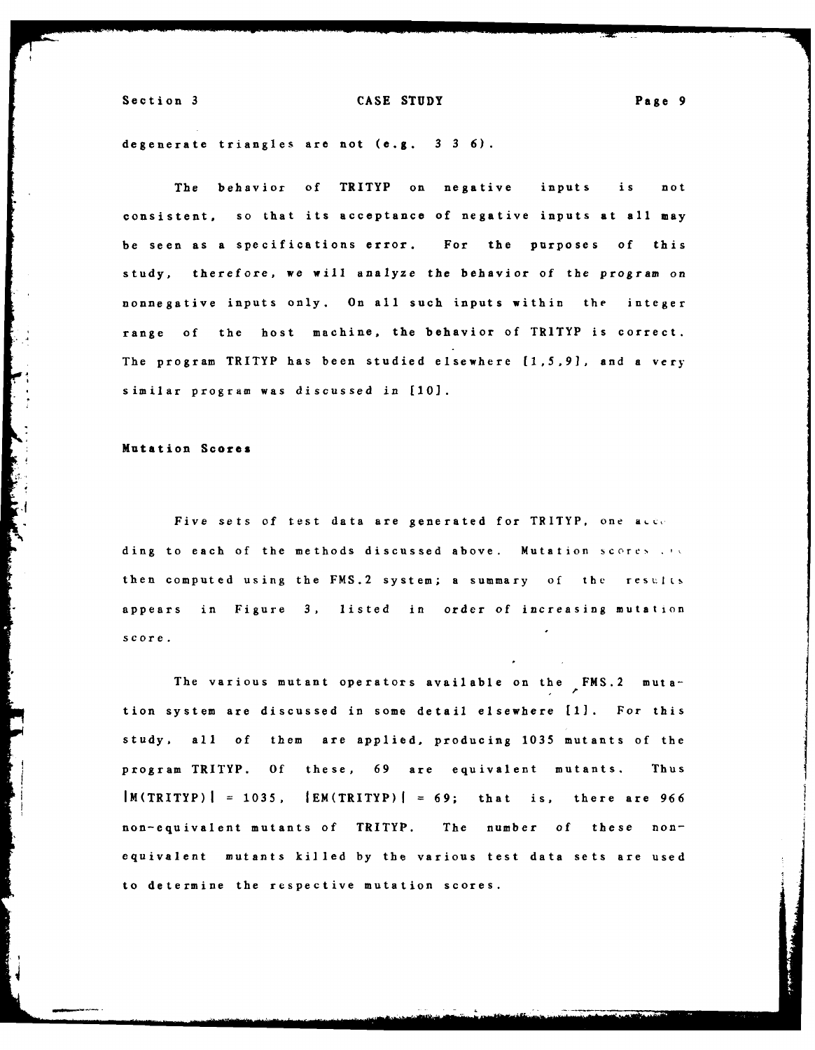degenerate triangles are not (e.g. 3 3 6).

The behavior of TRITYP on negative inputs is not consistent, so that its acceptance of negative inputs at all may be seen as a specifications error. For the purposes of this study, therefore, we will analyze the behavior of the program on nonnegative inputs only. On all such inputs within the integer range of the host machine, the behavior of TRITYP is correct. The program TRITYP has been studied elsewhere [1,5,9], and a very similar program was discussed in [10].

### Mutation Scores

Five sets of test data are generated for TRITYP, one according to each of the methods discussed above. Mutation scores are then computed using the FMS.2 system; a summary of the results appears in Figure 3, listed in order of increasing mutation score.

The various mutant operators available on the FMS.2 mutation system are discussed in some detail elsewhere [1]. For this study, all of them are applied, producing 1035 mutants of the program TRITYP. Of these, 69 are equivalent mutants. Thus $|M(TRITYP)| = 1035$, $|EM(TRITYP)| = 69$; that is, there are 966 non-equivalent mutants of TRITYP. The number of these non-equivalent mutants killed by the various test data sets are used to determine the respective mutation scores.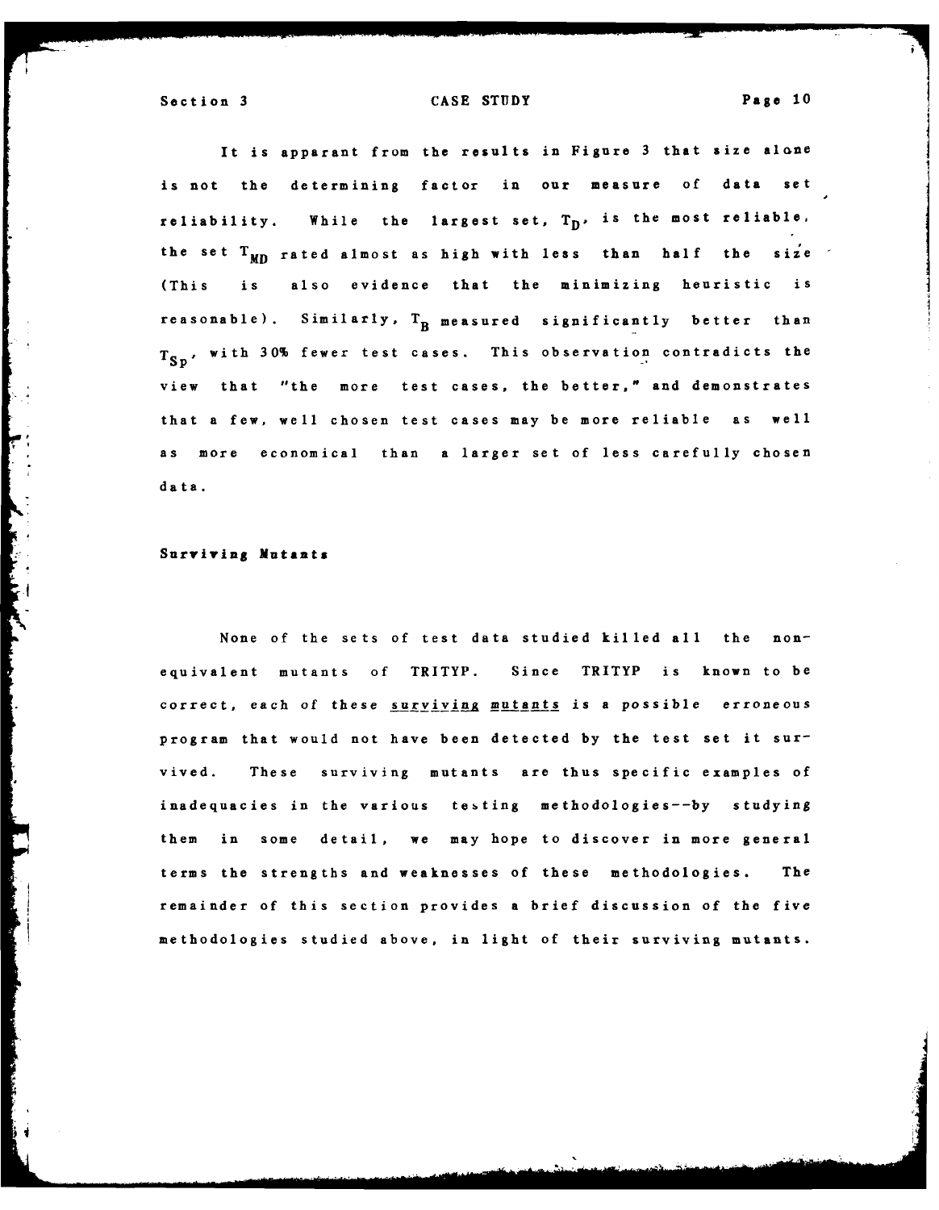It is apparant from the results in Figure 3 that size alone is not the determining factor in our measure of data set reliability. While the largest set, $T_D$, is the most reliable, the set $T_{MD}$ rated almost as high with less than half the size (This is also evidence that the minimizing heuristic is reasonable). Similarly, $T_B$ measured significantly better than $T_{Sp}$, with 30% fewer test cases. This observation contradicts the view that "the more test cases, the better," and demonstrates that a few, well chosen test cases may be more reliable as well as more economical than a larger set of less carefully chosen data.

### Surviving Mutants

None of the sets of test data studied killed all the non-equivalent mutants of TRITYP. Since TRITYP is known to be correct, each of these <u>surviving mutants</u> is a possible erroneous program that would not have been detected by the test set it survived. These surviving mutants are thus specific examples of inadequacies in the various testing methodologies--by studying them in some detail, we may hope to discover in more general terms the strengths and weaknesses of these methodologies. The remainder of this section provides a brief discussion of the five methodologies studied above, in light of their surviving mutants.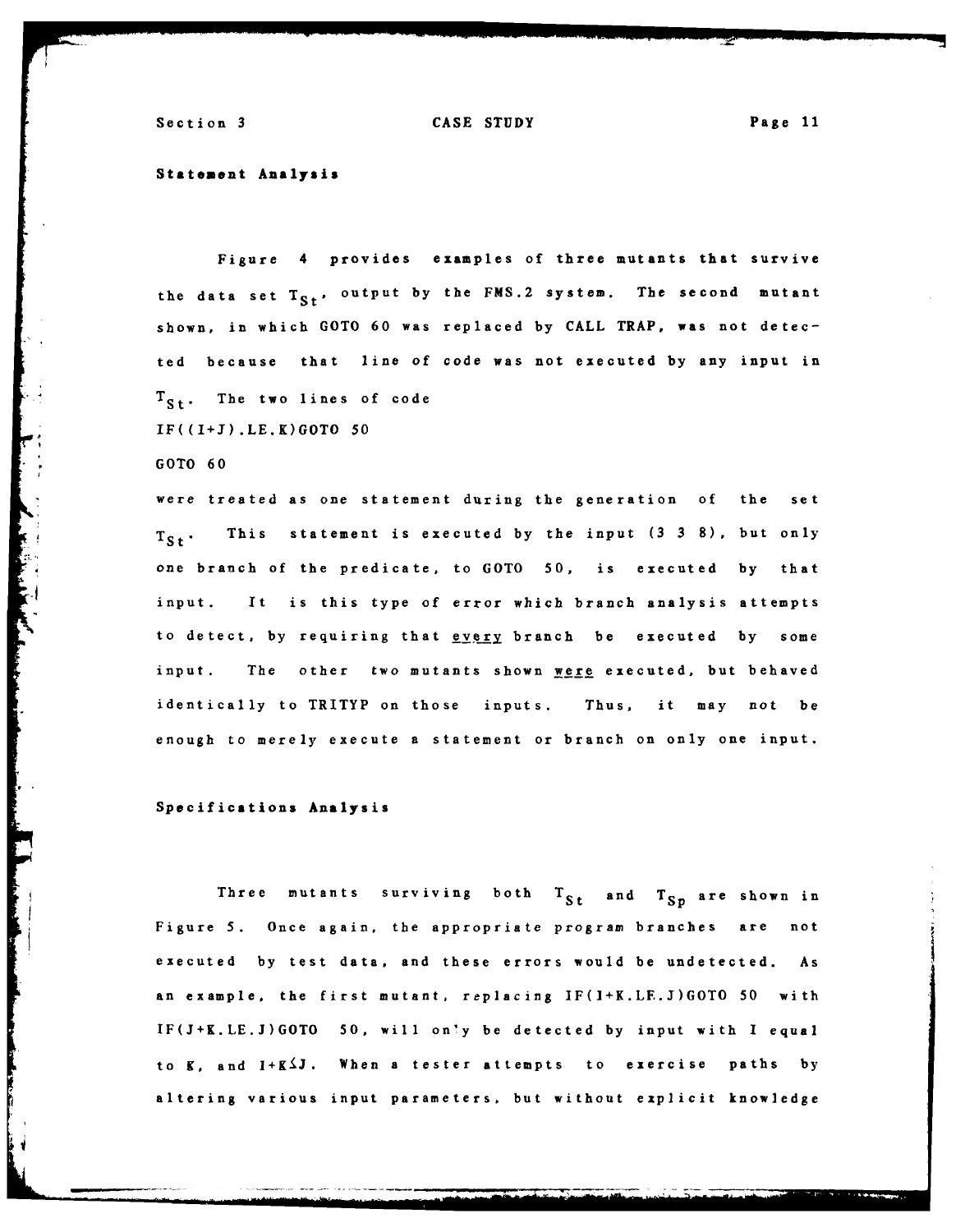### Statement Analysis

Figure 4 provides examples of three mutants that survive the data set $T_{St}$, output by the FMS.2 system. The second mutant shown, in which GOTO 60 was replaced by CALL TRAP, was not detected because that line of code was not executed by any input in $T_{St}$. The two lines of code

```
IF((I+J).LE.K)GOTO 50
GOTO 60
```

were treated as one statement during the generation of the set $T_{St}$. This statement is executed by the input (3 3 8), but only one branch of the predicate, to GOTO 50, is executed by that input. It is this type of error which branch analysis attempts to detect, by requiring that <u>every</u> branch be executed by some input. The other two mutants shown <u>were</u> executed, but behaved identically to TRITYP on those inputs. Thus, it may not be enough to merely execute a statement or branch on only one input.

### Specifications Analysis

Three mutants surviving both $T_{St}$ and $T_{Sp}$ are shown in Figure 5. Once again, the appropriate program branches are not executed by test data, and these errors would be undetected. As an example, the first mutant, replacing IF(I+K.LE.J)GOTO 50 with IF(J+K.LE.J)GOTO 50, will only be detected by input with I equal to K, and $I+K \leq J$. When a tester attempts to exercise paths by altering various input parameters, but without explicit knowledge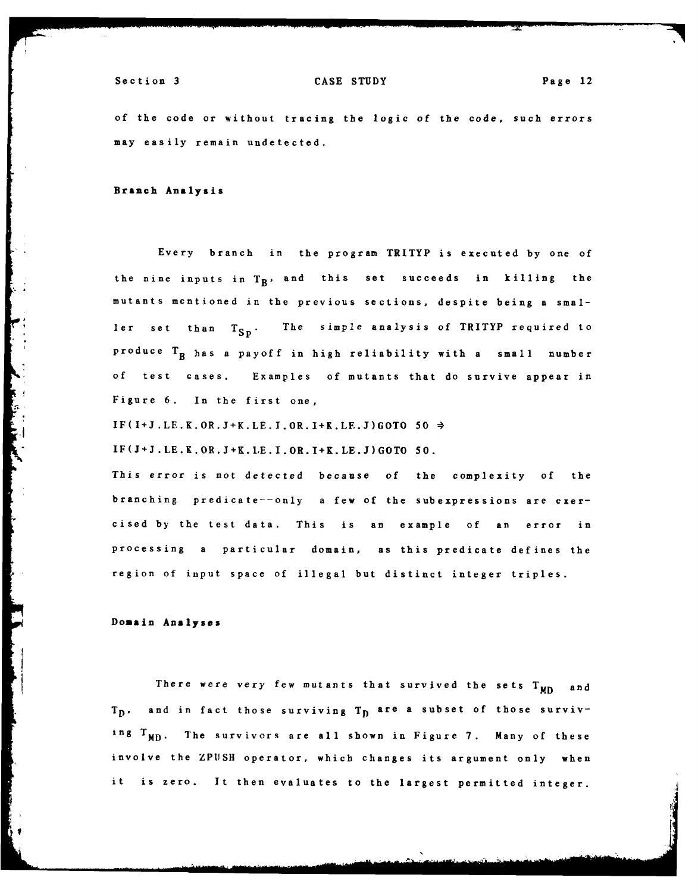of the code or without tracing the logic of the code, such errors may easily remain undetected.

**Branch Analysis**

Every branch in the program TRITYP is executed by one of the nine inputs in $T_B$, and this set succeeds in killing the mutants mentioned in the previous sections, despite being a smaller set than $T_{SP}$. The simple analysis of TRITYP required to produce $T_B$ has a payoff in high reliability with a small number of test cases. Examples of mutants that do survive appear in Figure 6. In the first one,

```
IF(I+J.LE.K.OR.J+K.LE.I.OR.I+K.LE.J)GOTO 50 ⇒
IF(J+J.LE.K.OR.J+K.LE.I.OR.I+K.LE.J)GOTO 50.
```

This error is not detected because of the complexity of the branching predicate--only a few of the subexpressions are exercised by the test data. This is an example of an error in processing a particular domain, as this predicate defines the region of input space of illegal but distinct integer triples.

**Domain Analyses**

There were very few mutants that survived the sets $T_{MD}$ and $T_D$, and in fact those surviving $T_D$ are a subset of those surviving $T_{MD}$. The survivors are all shown in Figure 7. Many of these involve the ZPUSH operator, which changes its argument only when it is zero. It then evaluates to the largest permitted integer.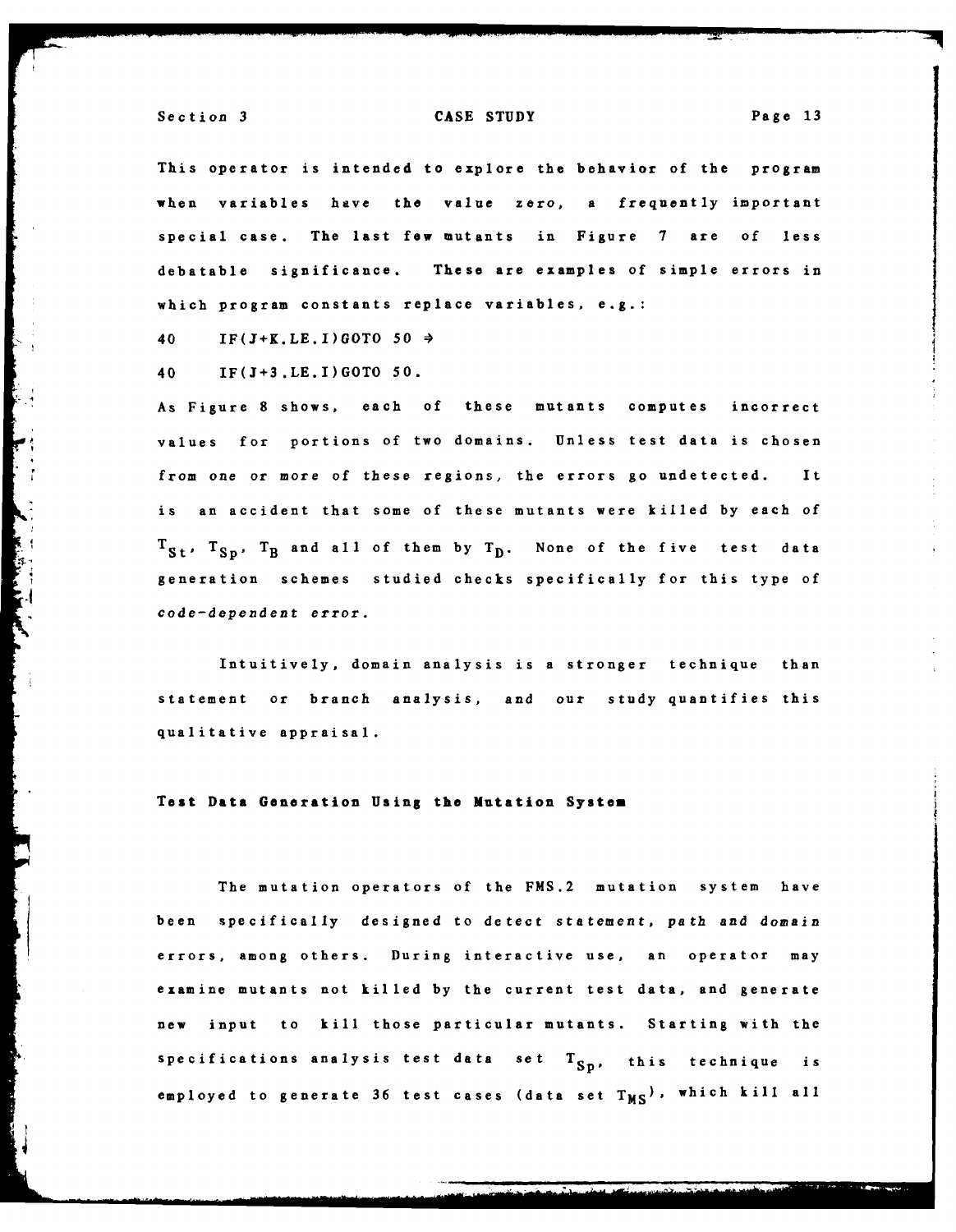This operator is intended to explore the behavior of the program when variables have the value zero, a frequently important special case. The last few mutants in Figure 7 are of less debatable significance. These are examples of simple errors in which program constants replace variables, e.g.:

```
40    IF(J+K.LE.I)GOTO 50 ⇒
40    IF(J+3.LE.I)GOTO 50.
```

As Figure 8 shows, each of these mutants computes incorrect values for portions of two domains. Unless test data is chosen from one or more of these regions, the errors go undetected. It is an accident that some of these mutants were killed by each of $T_{St}$, $T_{Sp}$, $T_B$ and all of them by $T_D$. None of the five test data generation schemes studied checks specifically for this type of *code-dependent error*.

Intuitively, domain analysis is a stronger technique than statement or branch analysis, and our study quantifies this qualitative appraisal.

**Test Data Generation Using the Mutation System**

The mutation operators of the FMS.2 mutation system have been specifically designed to *detect statement, path and domain* errors, among others. During interactive use, an operator may examine mutants not killed by the current test data, and generate new input to kill those particular mutants. Starting with the specifications analysis test data set $T_{Sp}$, this technique is employed to generate 36 test cases (data set $T_{MS}$), which kill all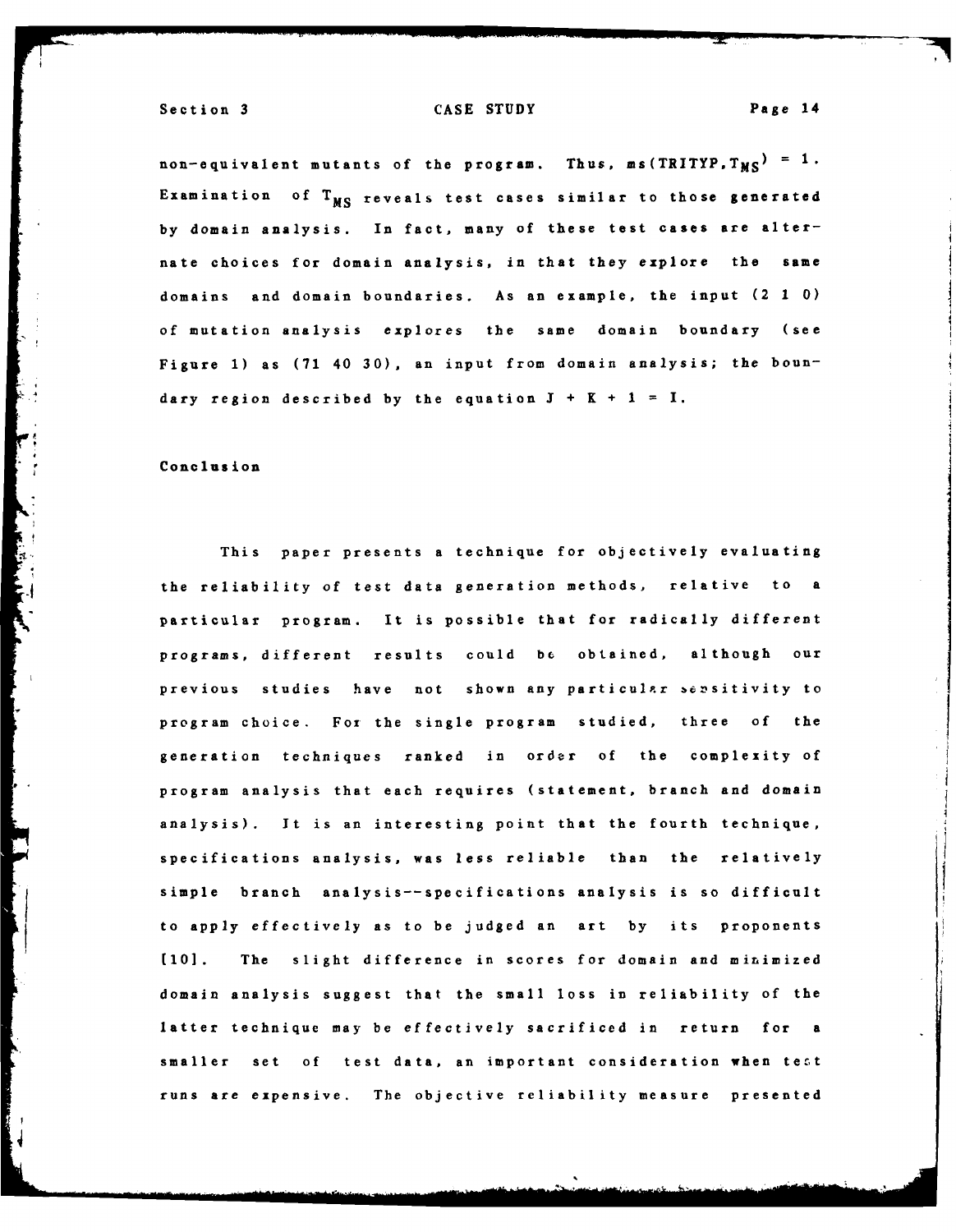non-equivalent mutants of the program. Thus, $ms(TRITYP, T_{MS}) = 1$. Examination of $T_{MS}$ reveals test cases similar to those generated by domain analysis. In fact, many of these test cases are alternate choices for domain analysis, in that they explore the same domains and domain boundaries. As an example, the input (2 1 0) of mutation analysis explores the same domain boundary (see Figure 1) as (71 40 30), an input from domain analysis; the boundary region described by the equation $J + K + 1 = I$.

## Conclusion

This paper presents a technique for objectively evaluating the reliability of test data generation methods, relative to a particular program. It is possible that for radically different programs, different results could be obtained, although our previous studies have not shown any particular sensitivity to program choice. For the single program studied, three of the generation techniques ranked in order of the complexity of program analysis that each requires (statement, branch and domain analysis). It is an interesting point that the fourth technique, specifications analysis, was less reliable than the relatively simple branch analysis--specifications analysis is so difficult to apply effectively as to be judged an art by its proponents [10]. The slight difference in scores for domain and minimized domain analysis suggest that the small loss in reliability of the latter technique may be effectively sacrificed in return for a smaller set of test data, an important consideration when test runs are expensive. The objective reliability measure presented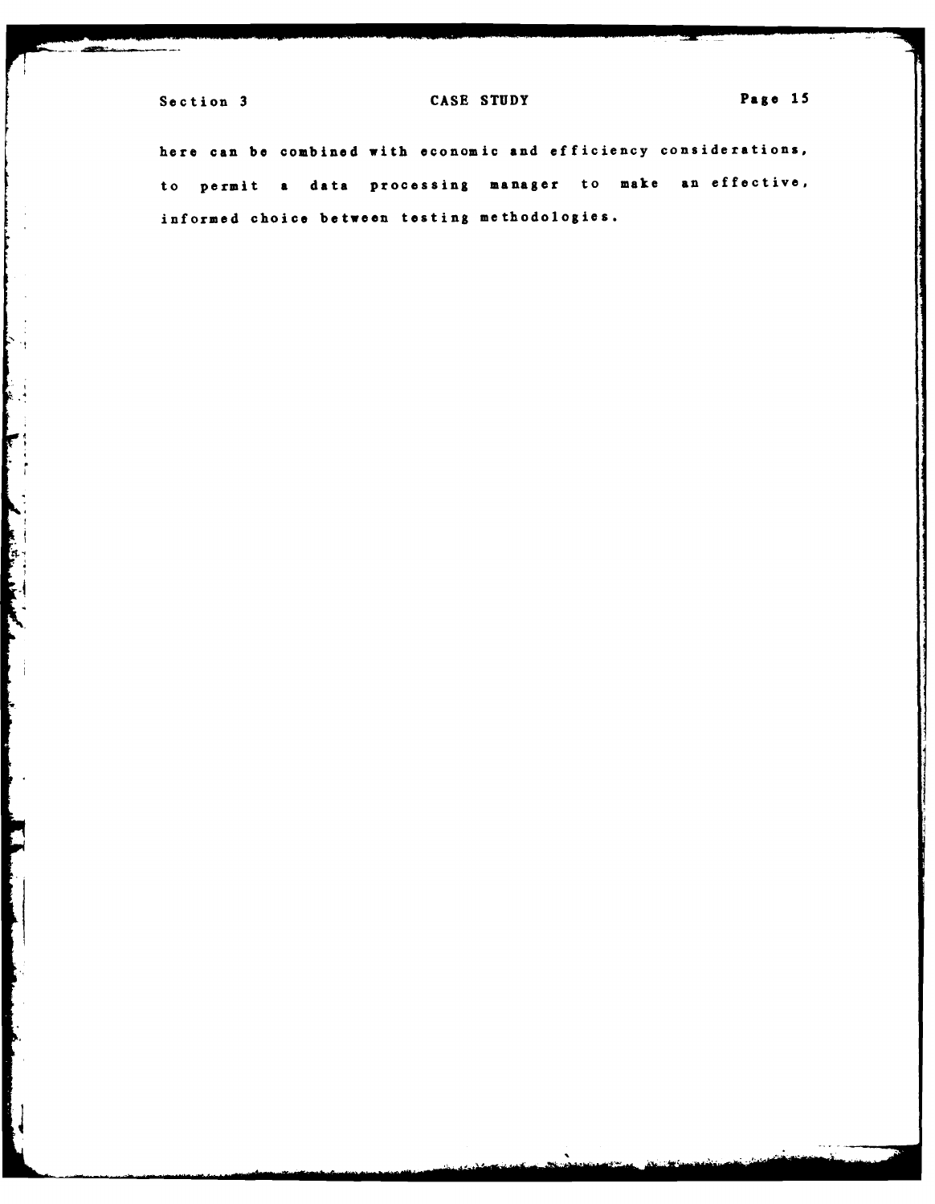here can be combined with economic and efficiency considerations, to permit a data processing manager to make an effective, informed choice between testing methodologies.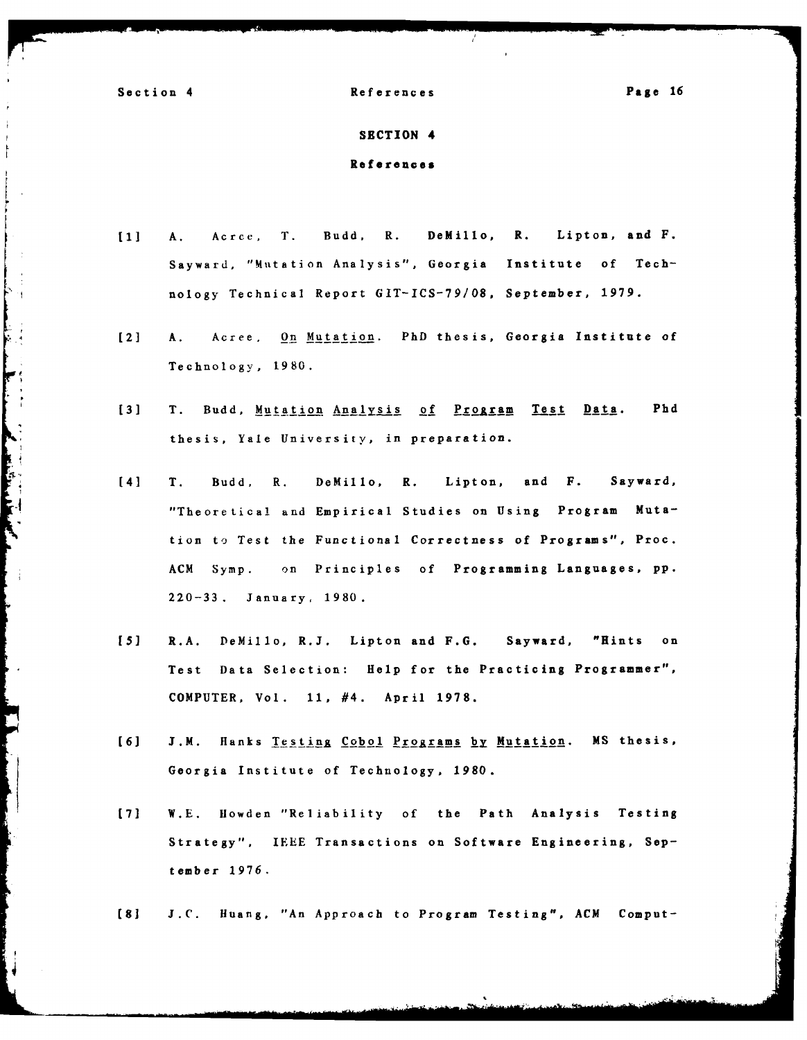# SECTION 4

## References

[1] A. Acree, T. Budd, R. DeMillo, R. Lipton, and F. Sayward, "Mutation Analysis", Georgia Institute of Technology Technical Report GIT-ICS-79/08, September, 1979.

[2] A. Acree, On Mutation. PhD thesis, Georgia Institute of Technology, 1980.

[3] T. Budd, Mutation Analysis of Program Test Data. Phd thesis, Yale University, in preparation.

[4] T. Budd, R. DeMillo, R. Lipton, and F. Sayward, "Theoretical and Empirical Studies on Using Program Mutation to Test the Functional Correctness of Programs", Proc. ACM Symp. on Principles of Programming Languages, pp. 220-33. January, 1980.

[5] R.A. DeMillo, R.J. Lipton and F.G. Sayward, "Hints on Test Data Selection: Help for the Practicing Programmer", COMPUTER, Vol. 11, #4. April 1978.

[6] J.M. Hanks Testing Cobol Programs by Mutation. MS thesis, Georgia Institute of Technology, 1980.

[7] W.E. Howden "Reliability of the Path Analysis Testing Strategy", IEEE Transactions on Software Engineering, September 1976.

[8] J.C. Huang, "An Approach to Program Testing", ACM Comput-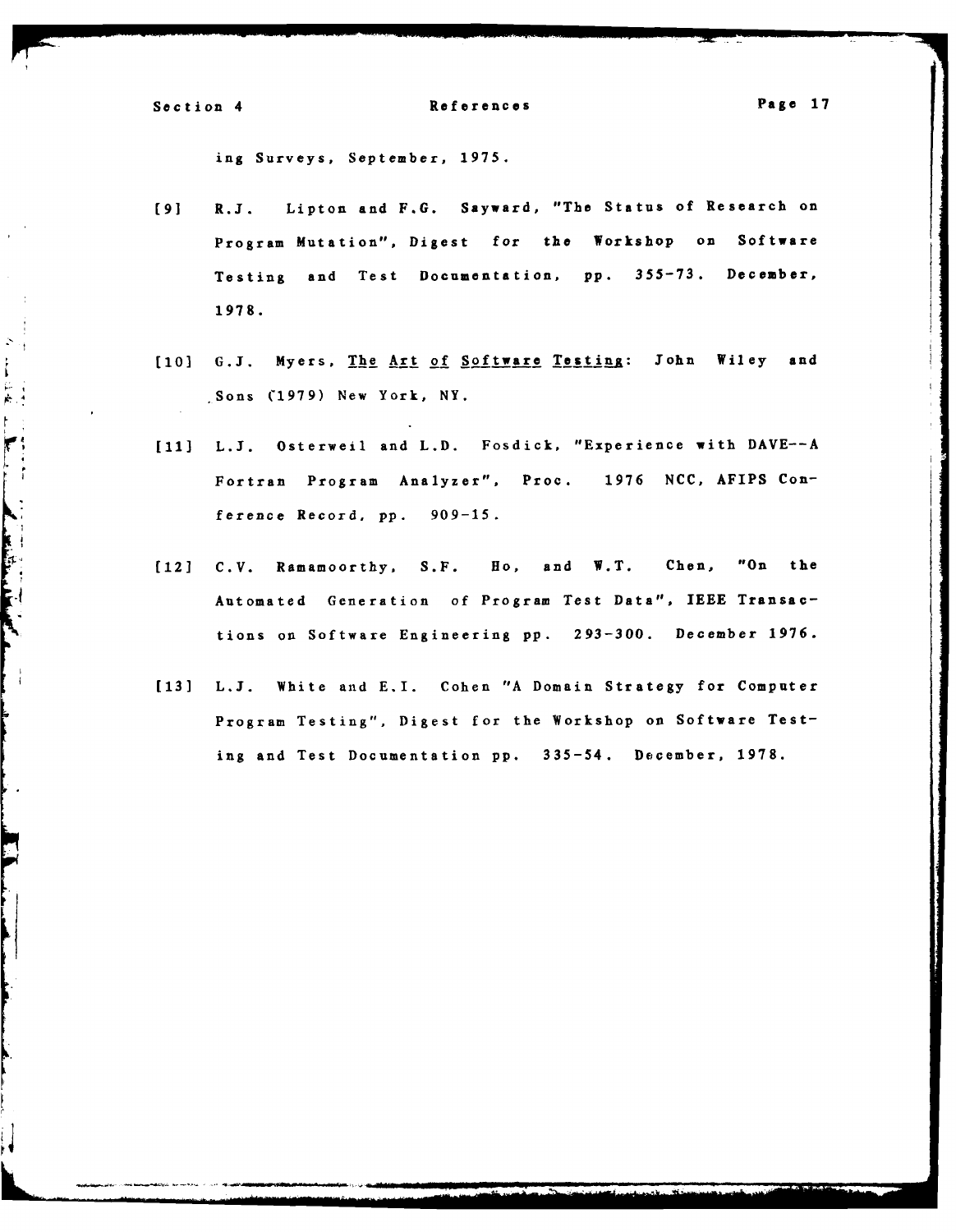ing Surveys, September, 1975.

[9] R.J. Lipton and F.G. Sayward, "The Status of Research on Program Mutation", Digest for the Workshop on Software Testing and Test Documentation, pp. 355-73. December, 1978.

[10] G.J. Myers, The Art of Software Testing: John Wiley and Sons (1979) New York, NY.

[11] L.J. Osterweil and L.D. Fosdick, "Experience with DAVE--A Fortran Program Analyzer", Proc. 1976 NCC, AFIPS Conference Record, pp. 909-15.

[12] C.V. Ramamoorthy, S.F. Ho, and W.T. Chen, "On the Automated Generation of Program Test Data", IEEE Transactions on Software Engineering pp. 293-300. December 1976.

[13] L.J. White and E.I. Cohen "A Domain Strategy for Computer Program Testing", Digest for the Workshop on Software Testing and Test Documentation pp. 335-54. December, 1978.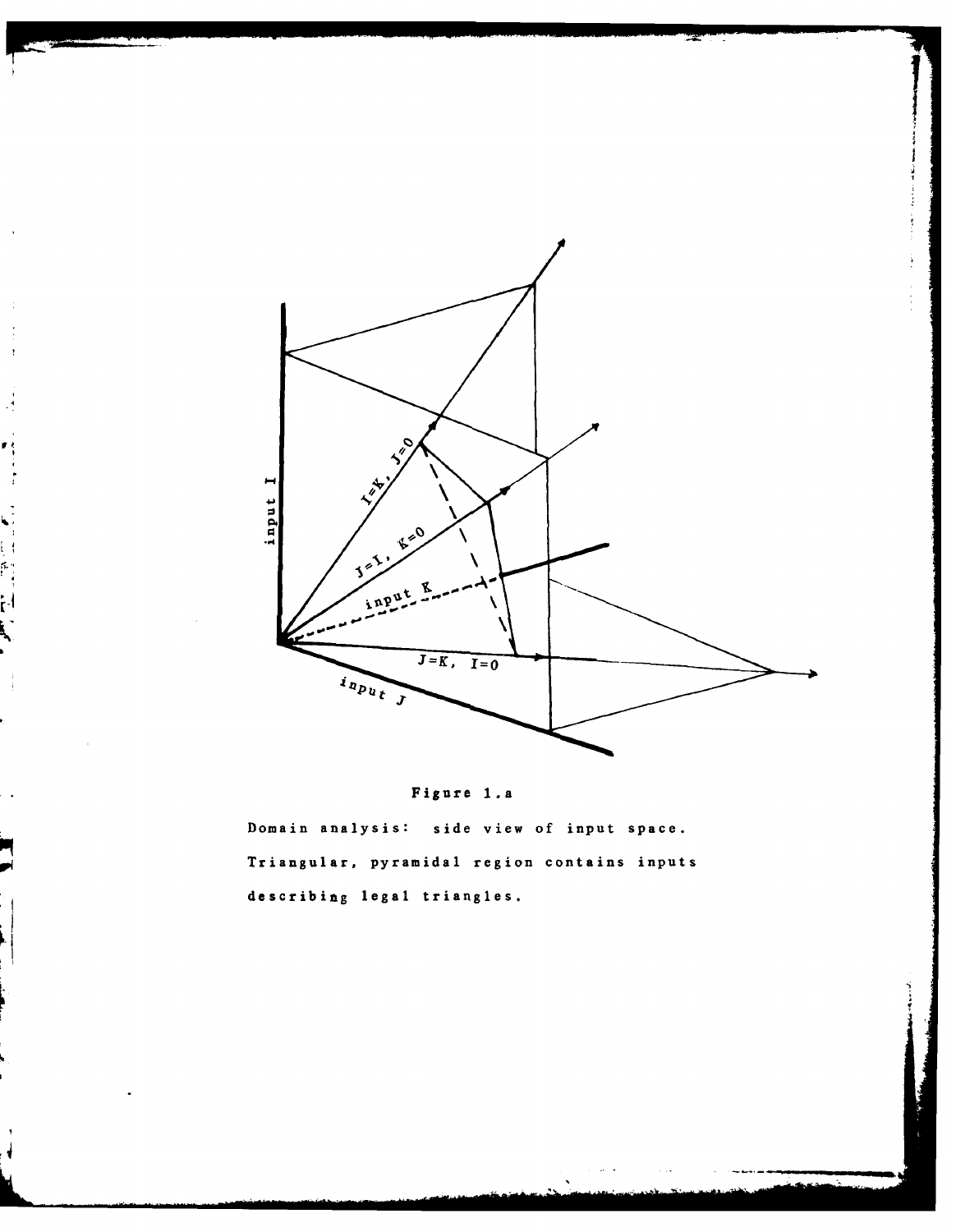Figure 1.a

Domain analysis: side view of input space. Triangular, pyramidal region contains inputs describing legal triangles.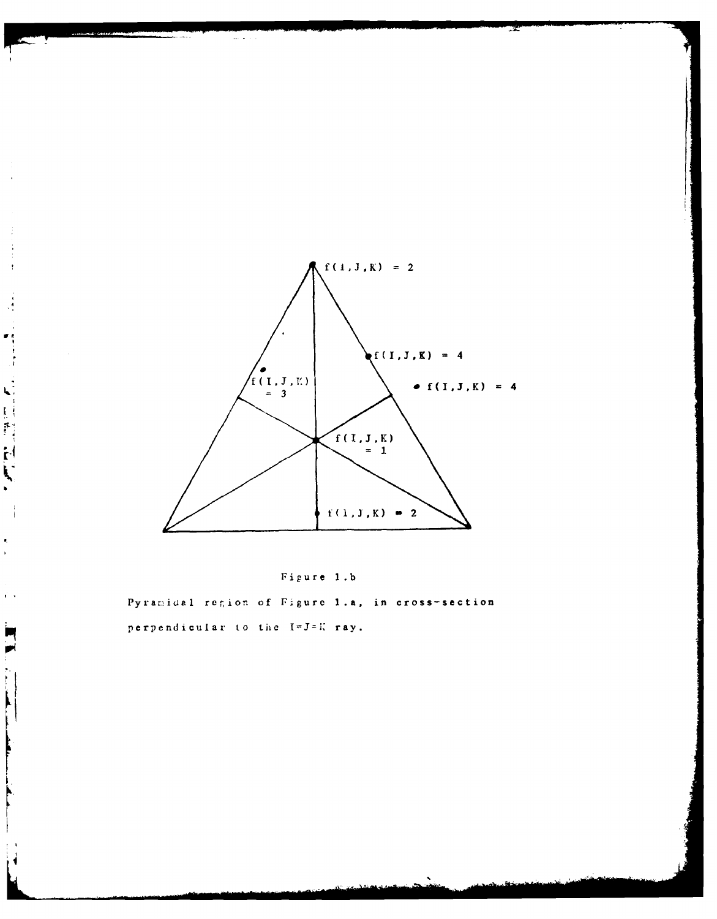f(I,J,K) = 2

f(I,J,K) = 4

f(I,J,K) = 4

f(I,J,K) = 3

f(I,J,K) = 1

f(I,J,K) = 2

Figure 1.b

Pyramidal region of Figure 1.a, in cross-section perpendicular to the I=J=K ray.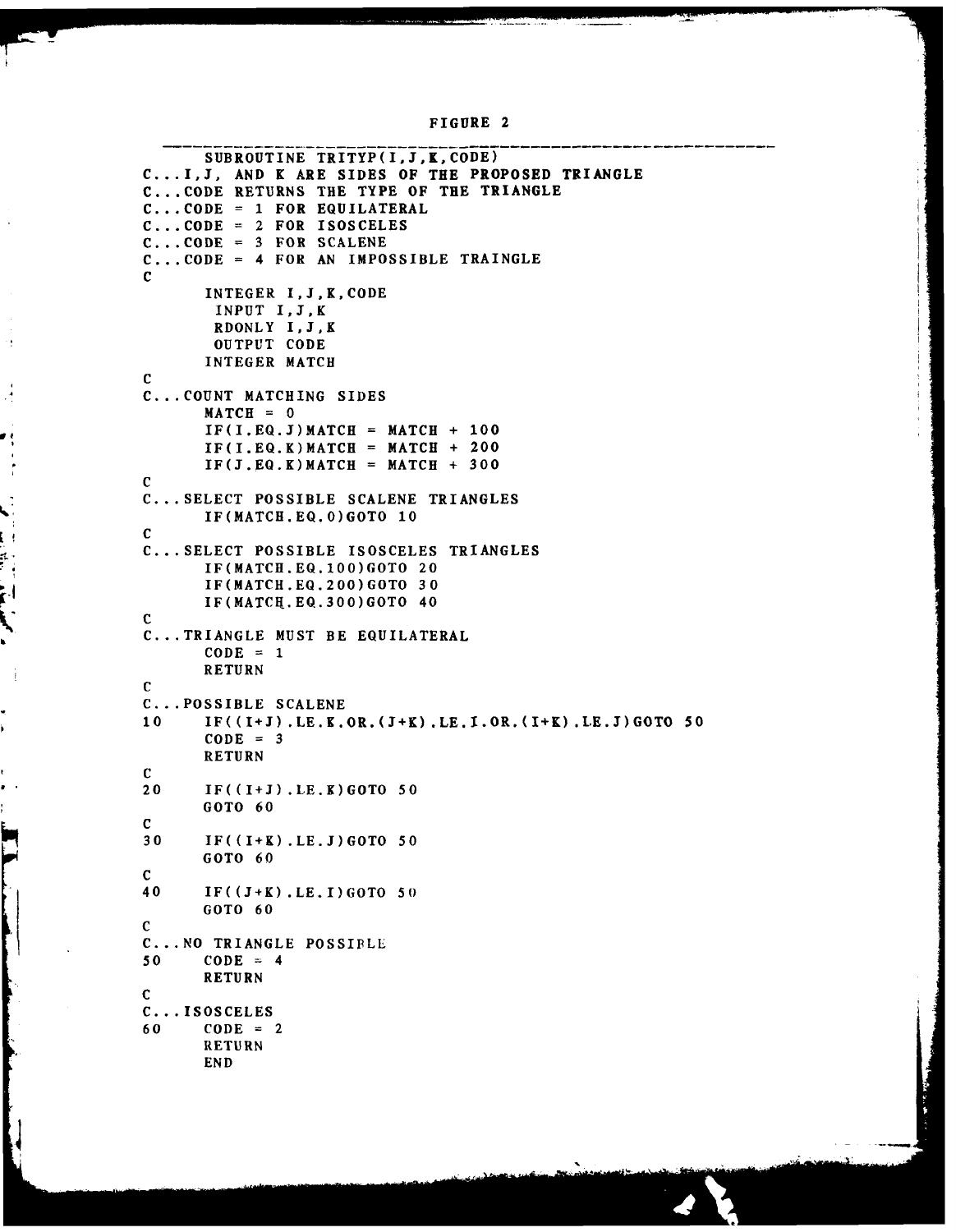FIGURE 2

```
      SUBROUTINE TRITYP(I,J,K,CODE)
C...I,J, AND K ARE SIDES OF THE PROPOSED TRIANGLE
C...CODE RETURNS THE TYPE OF THE TRIANGLE
C...CODE = 1 FOR EQUILATERAL
C...CODE = 2 FOR ISOSCELES
C...CODE = 3 FOR SCALENE
C...CODE = 4 FOR AN IMPOSSIBLE TRAINGLE
C
      INTEGER I,J,K,CODE
       INPUT I,J,K
       RDONLY I,J,K
       OUTPUT CODE
      INTEGER MATCH
C
C...COUNT MATCHING SIDES
      MATCH = 0
      IF(I.EQ.J)MATCH = MATCH + 100
      IF(I.EQ.K)MATCH = MATCH + 200
      IF(J.EQ.K)MATCH = MATCH + 300
C
C...SELECT POSSIBLE SCALENE TRIANGLES
      IF(MATCH.EQ.0)GOTO 10
C
C...SELECT POSSIBLE ISOSCELES TRIANGLES
      IF(MATCH.EQ.100)GOTO 20
      IF(MATCH.EQ.200)GOTO 30
      IF(MATCH.EQ.300)GOTO 40
C
C...TRIANGLE MUST BE EQUILATERAL
      CODE = 1
      RETURN
C
C...POSSIBLE SCALENE
10    IF((I+J).LE.K.OR.(J+K).LE.I.OR.(I+K).LE.J)GOTO 50
      CODE = 3
      RETURN
C
20    IF((I+J).LE.K)GOTO 50
      GOTO 60
C
30    IF((I+K).LE.J)GOTO 50
      GOTO 60
C
40    IF((J+K).LE.I)GOTO 50
      GOTO 60
C
C...NO TRIANGLE POSSIBLE
50    CODE = 4
      RETURN
C
C...ISOSCELES
60    CODE = 2
      RETURN
      END
```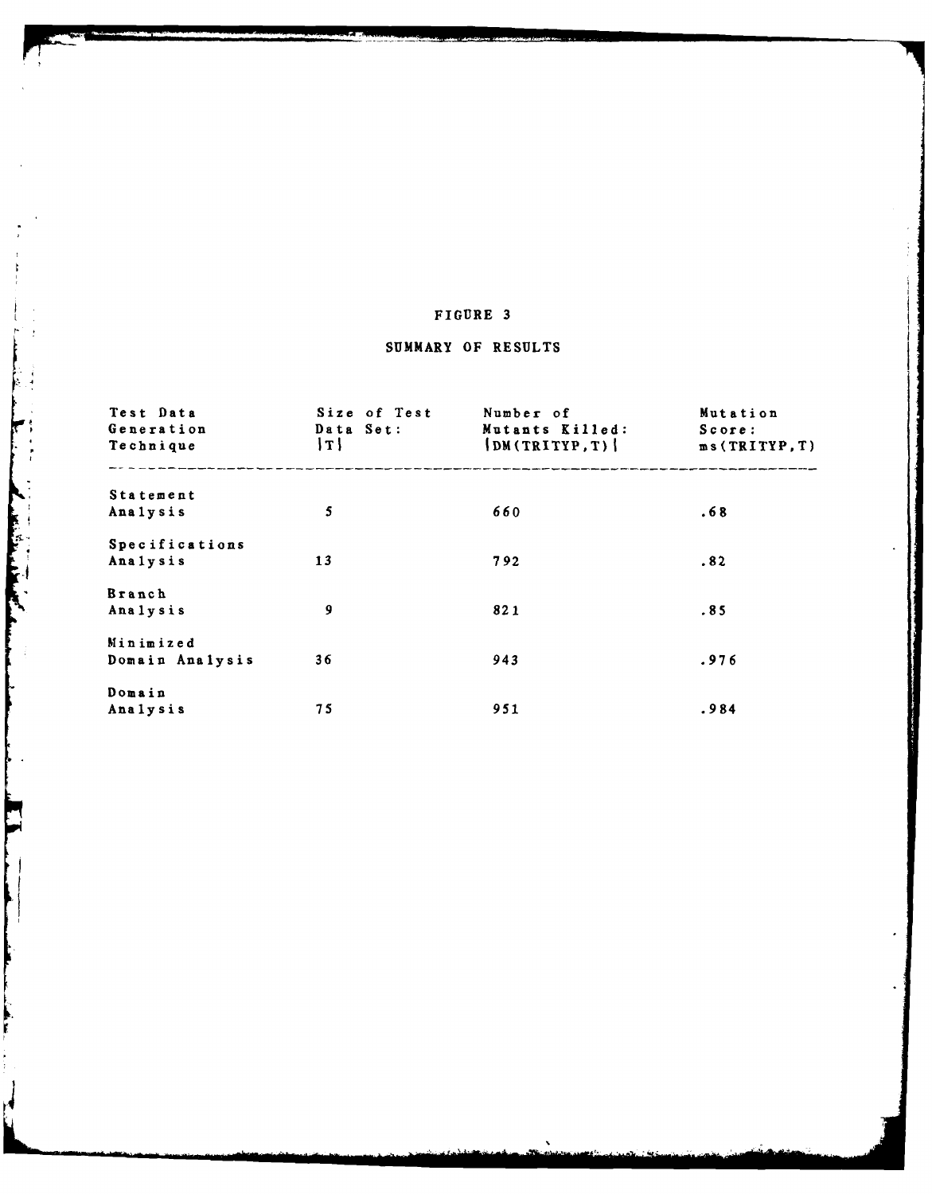FIGURE 3

SUMMARY OF RESULTS

| Test Data Generation Technique | Size of Test Data Set: \|T\| | Number of Mutants Killed: \|DM(TRITYP,T)\| | Mutation Score: ms(TRITYP,T) |
|---|---|---|---|
| Statement Analysis | 5 | 660 | .68 |
| Specifications Analysis | 13 | 792 | .82 |
| Branch Analysis | 9 | 821 | .85 |
| Minimized Domain Analysis | 36 | 943 | .976 |
| Domain Analysis | 75 | 951 | .984 |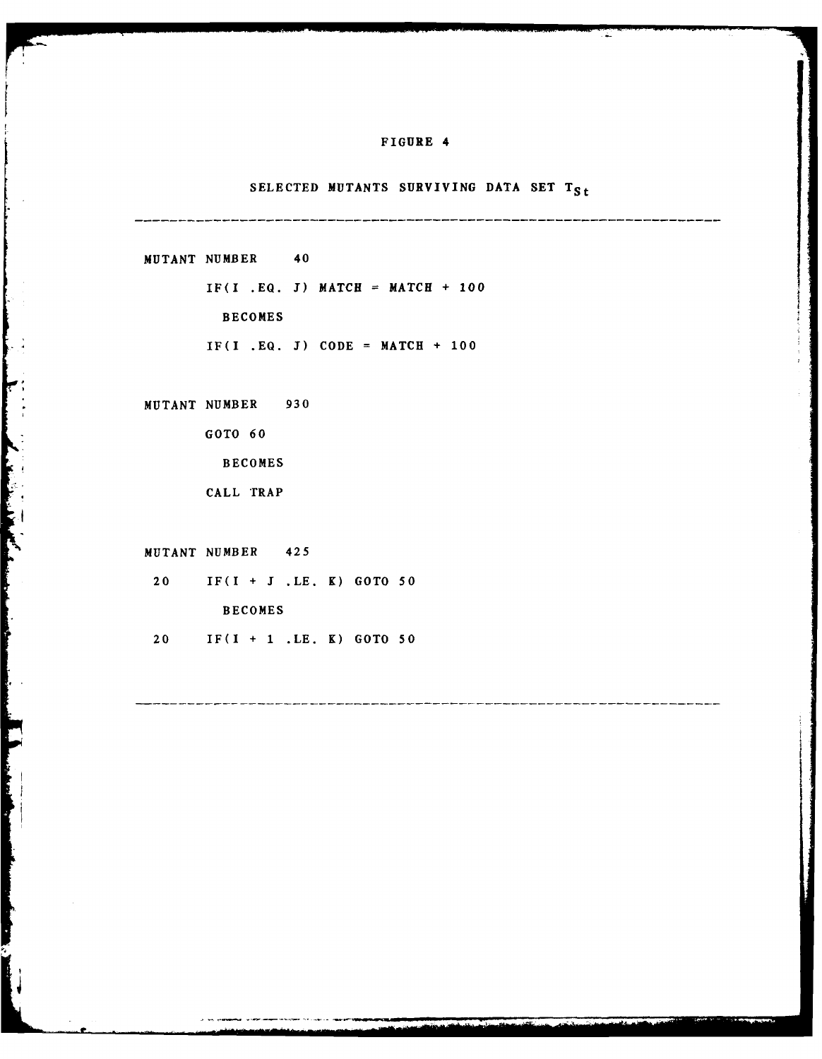# FIGURE 4

## SELECTED MUTANTS SURVIVING DATA SET $T_{St}$

---

```
MUTANT NUMBER    40
       IF(I .EQ. J) MATCH = MATCH + 100
         BECOMES
       IF(I .EQ. J) CODE = MATCH + 100


MUTANT NUMBER   930
       GOTO 60
         BECOMES
       CALL TRAP


MUTANT NUMBER   425
 20    IF(I + J .LE. K) GOTO 50
         BECOMES
 20    IF(I + 1 .LE. K) GOTO 50
```

---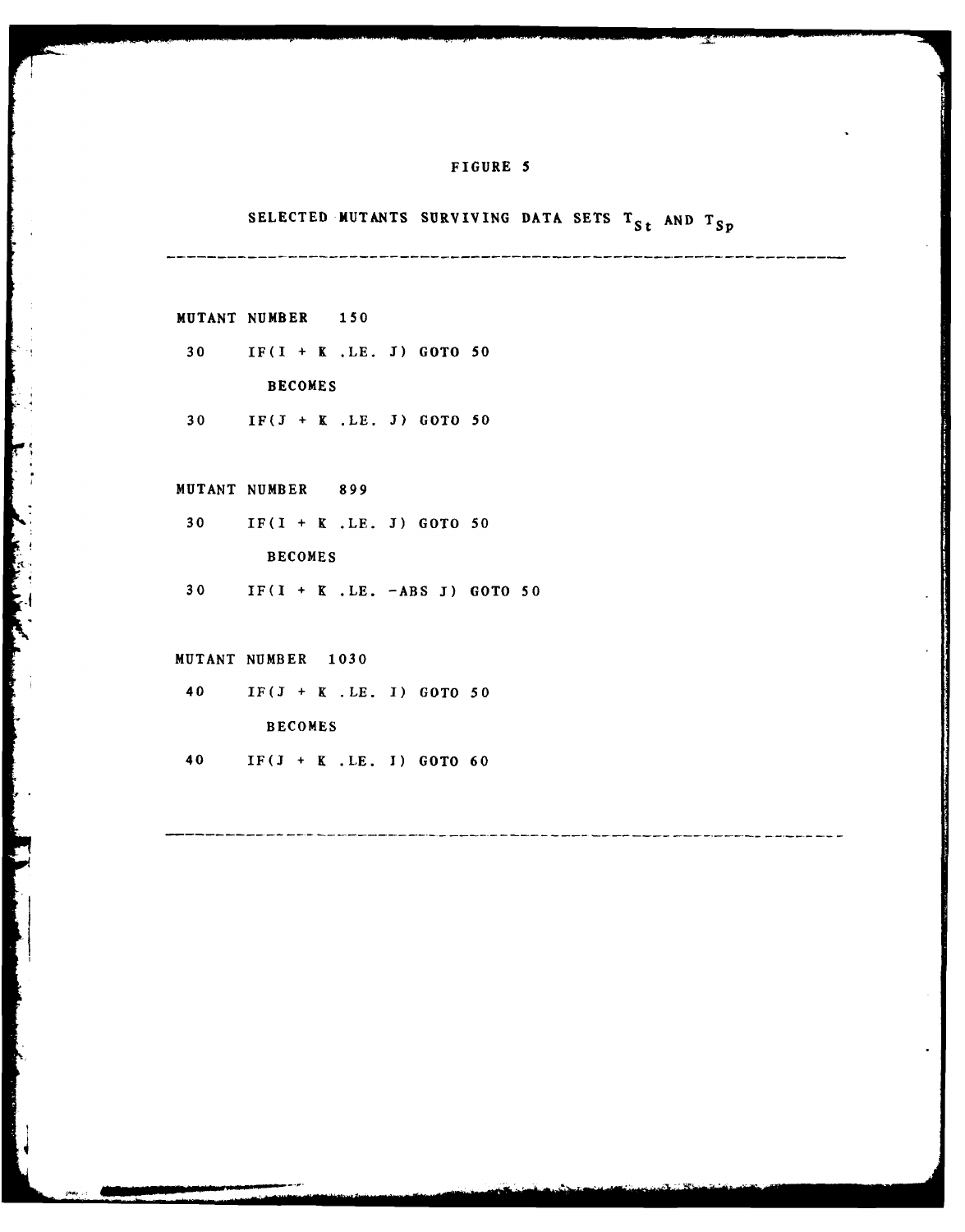FIGURE 5

SELECTED MUTANTS SURVIVING DATA SETS $T_{St}$ AND $T_{Sp}$

---

MUTANT NUMBER 150

```
30    IF(I + K .LE. J) GOTO 50
         BECOMES
30    IF(J + K .LE. J) GOTO 50
```

MUTANT NUMBER 899

```
30    IF(I + K .LE. J) GOTO 50
         BECOMES
30    IF(I + K .LE. -ABS J) GOTO 50
```

MUTANT NUMBER 1030

```
40    IF(J + K .LE. I) GOTO 50
         BECOMES
40    IF(J + K .LE. I) GOTO 60
```

---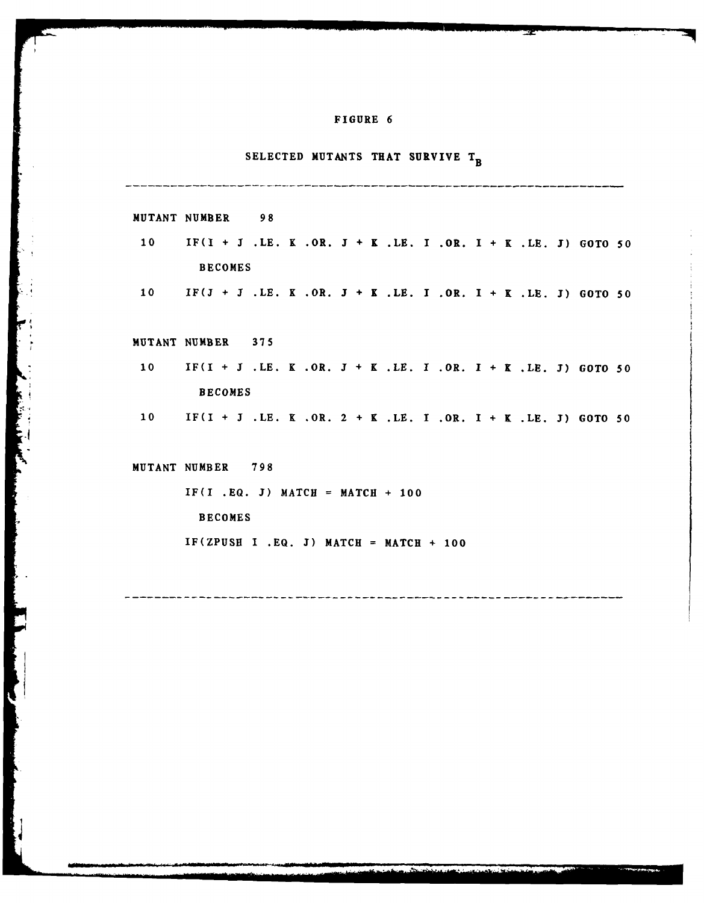# FIGURE 6

## SELECTED MUTANTS THAT SURVIVE $T_B$

---

MUTANT NUMBER 98

```
 10    IF(I + J .LE. K .OR. J + K .LE. I .OR. I + K .LE. J) GOTO 50
         BECOMES
 10    IF(J + J .LE. K .OR. J + K .LE. I .OR. I + K .LE. J) GOTO 50
```

MUTANT NUMBER 375

```
 10    IF(I + J .LE. K .OR. J + K .LE. I .OR. I + K .LE. J) GOTO 50
         BECOMES
 10    IF(I + J .LE. K .OR. 2 + K .LE. I .OR. I + K .LE. J) GOTO 50
```

MUTANT NUMBER 798

```
       IF(I .EQ. J) MATCH = MATCH + 100
         BECOMES
       IF(ZPUSH I .EQ. J) MATCH = MATCH + 100
```

---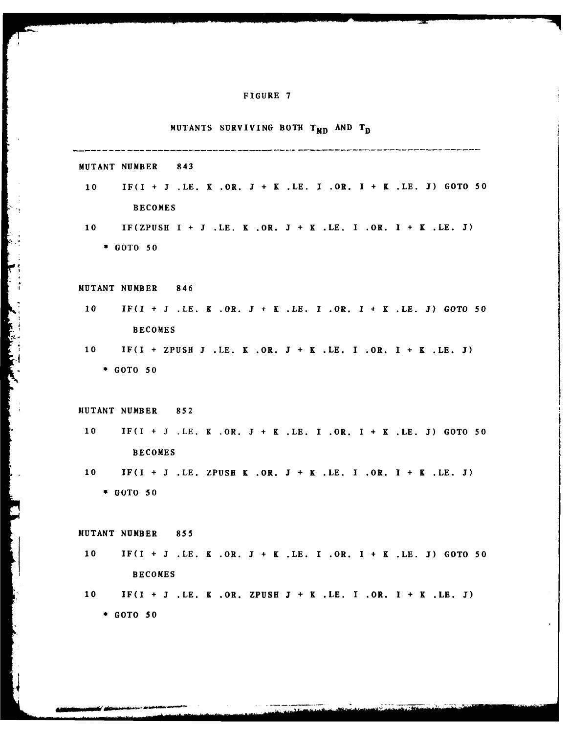# FIGURE 7

## MUTANTS SURVIVING BOTH $T_{MD}$ AND $T_D$

---

MUTANT NUMBER 843

```
 10     IF(I + J .LE. K .OR. J + K .LE. I .OR. I + K .LE. J) GOTO 50
          BECOMES
 10     IF(ZPUSH I + J .LE. K .OR. J + K .LE. I .OR. I + K .LE. J)
     * GOTO 50
```

MUTANT NUMBER 846

```
 10     IF(I + J .LE. K .OR. J + K .LE. I .OR. I + K .LE. J) GOTO 50
          BECOMES
 10     IF(I + ZPUSH J .LE. K .OR. J + K .LE. I .OR. I + K .LE. J)
     * GOTO 50
```

MUTANT NUMBER 852

```
 10     IF(I + J .LE. K .OR. J + K .LE. I .OR. I + K .LE. J) GOTO 50
          BECOMES
 10     IF(I + J .LE. ZPUSH K .OR. J + K .LE. I .OR. I + K .LE. J)
     * GOTO 50
```

MUTANT NUMBER 855

```
 10     IF(I + J .LE. K .OR. J + K .LE. I .OR. I + K .LE. J) GOTO 50
          BECOMES
 10     IF(I + J .LE. K .OR. ZPUSH J + K .LE. I .OR. I + K .LE. J)
     * GOTO 50
```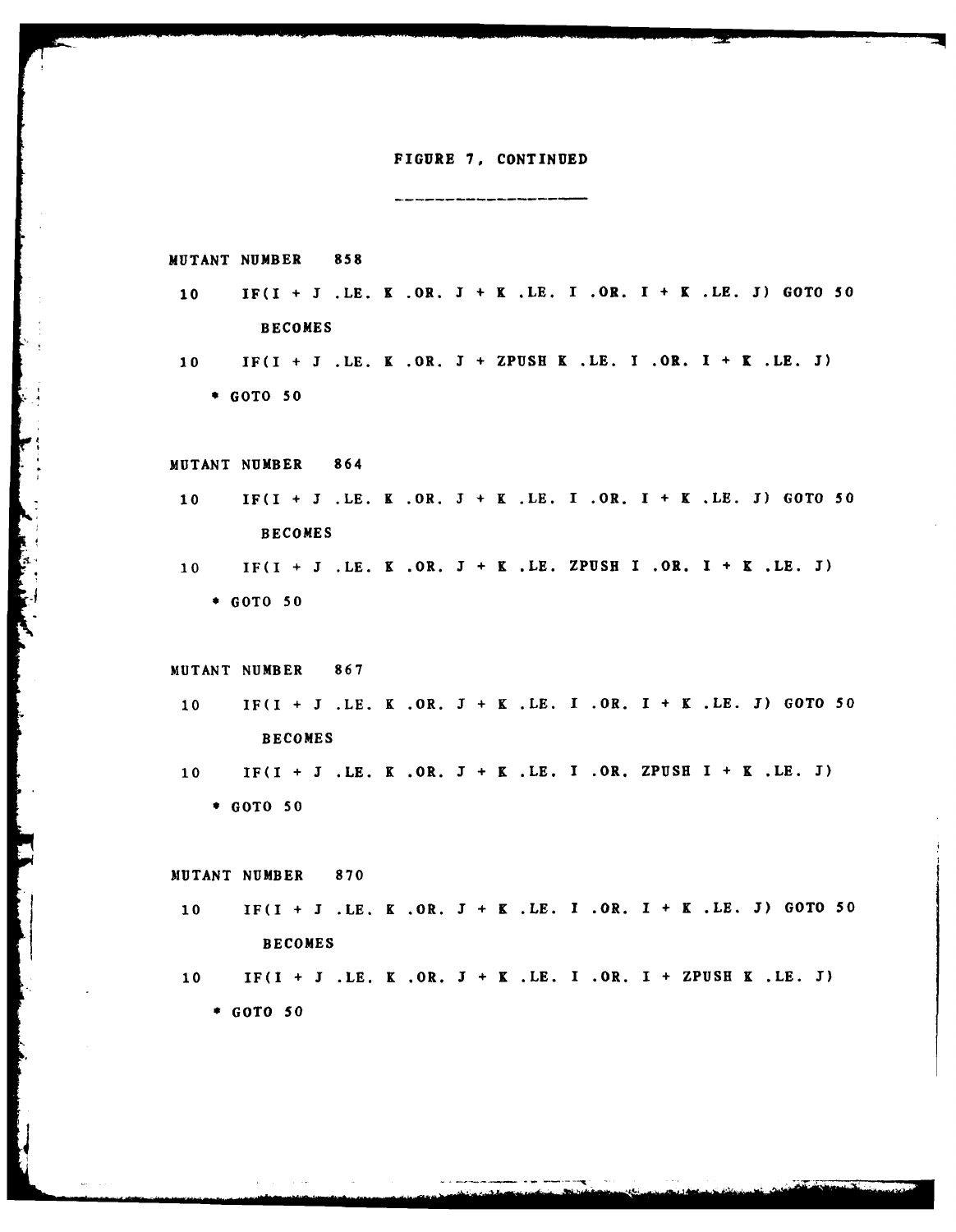# FIGURE 7, CONTINUED

---

MUTANT NUMBER 858

```
 10     IF(I + J .LE. K .OR. J + K .LE. I .OR. I + K .LE. J) GOTO 50
           BECOMES
 10     IF(I + J .LE. K .OR. J + ZPUSH K .LE. I .OR. I + K .LE. J)
      * GOTO 50
```

MUTANT NUMBER 864

```
 10     IF(I + J .LE. K .OR. J + K .LE. I .OR. I + K .LE. J) GOTO 50
           BECOMES
 10     IF(I + J .LE. K .OR. J + K .LE. ZPUSH I .OR. I + K .LE. J)
      * GOTO 50
```

MUTANT NUMBER 867

```
 10     IF(I + J .LE. K .OR. J + K .LE. I .OR. I + K .LE. J) GOTO 50
           BECOMES
 10     IF(I + J .LE. K .OR. J + K .LE. I .OR. ZPUSH I + K .LE. J)
      * GOTO 50
```

MUTANT NUMBER 870

```
 10     IF(I + J .LE. K .OR. J + K .LE. I .OR. I + K .LE. J) GOTO 50
           BECOMES
 10     IF(I + J .LE. K .OR. J + K .LE. I .OR. I + ZPUSH K .LE. J)
      * GOTO 50
```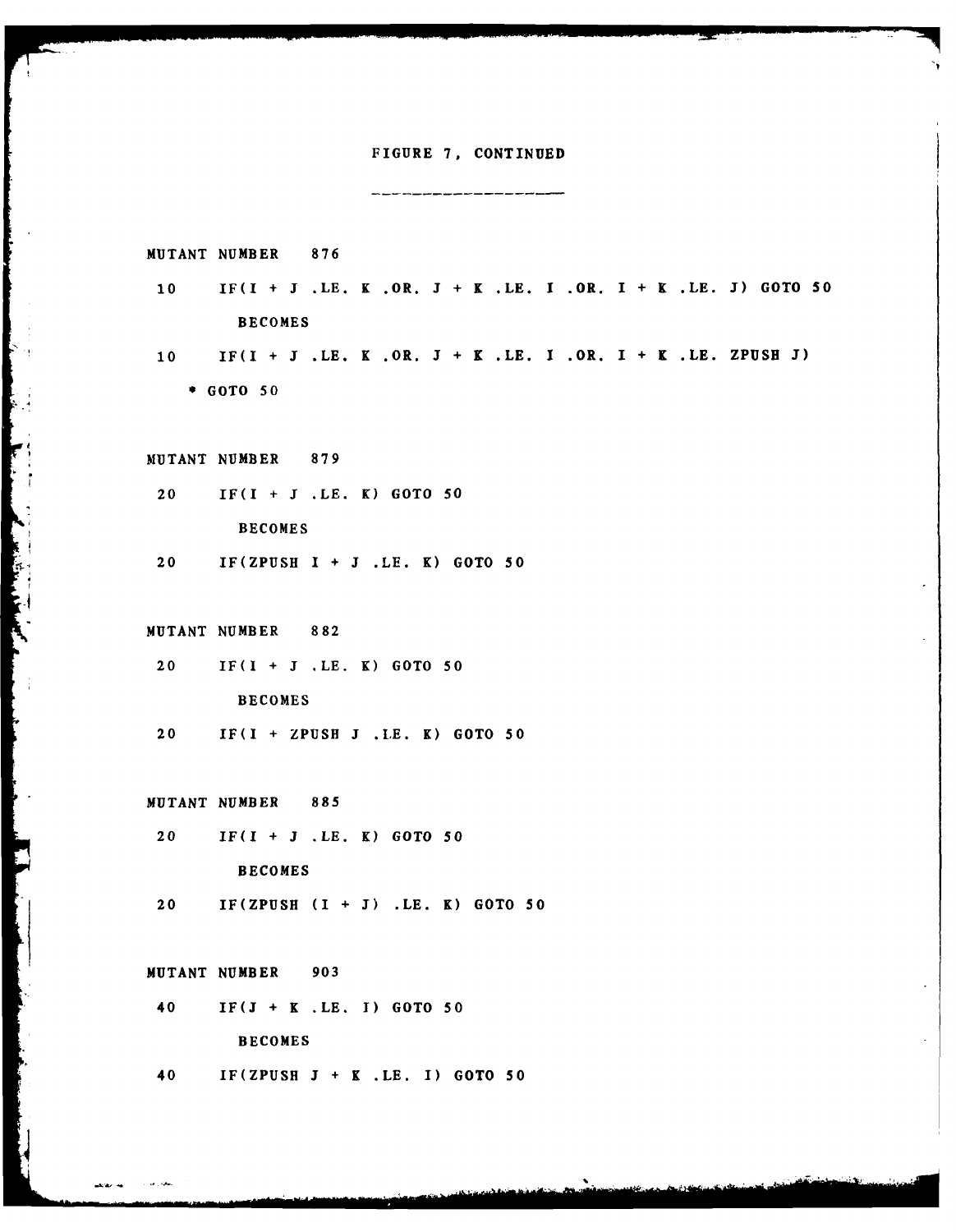FIGURE 7, CONTINUED

```
MUTANT NUMBER   876

 10     IF(I + J .LE. K .OR. J + K .LE. I .OR. I + K .LE. J) GOTO 50

          BECOMES

 10     IF(I + J .LE. K .OR. J + K .LE. I .OR. I + K .LE. ZPUSH J)
     * GOTO 50


MUTANT NUMBER   879

 20     IF(I + J .LE. K) GOTO 50

          BECOMES

 20     IF(ZPUSH I + J .LE. K) GOTO 50


MUTANT NUMBER   882

 20     IF(I + J .LE. K) GOTO 50

          BECOMES

 20     IF(I + ZPUSH J .LE. K) GOTO 50


MUTANT NUMBER   885

 20     IF(I + J .LE. K) GOTO 50

          BECOMES

 20     IF(ZPUSH (I + J) .LE. K) GOTO 50


MUTANT NUMBER   903

 40     IF(J + K .LE. I) GOTO 50

          BECOMES

 40     IF(ZPUSH J + K .LE. I) GOTO 50
```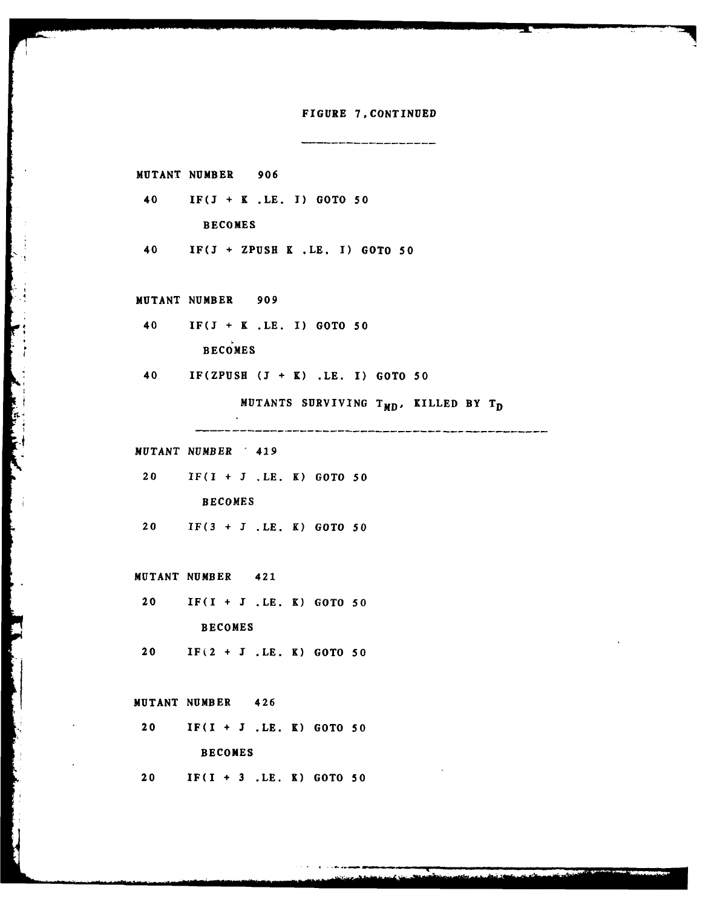FIGURE 7, CONTINUED

MUTANT NUMBER 906

```
 40    IF(J + K .LE. I) GOTO 50
         BECOMES
 40    IF(J + ZPUSH K .LE. I) GOTO 50
```

MUTANT NUMBER 909

```
 40    IF(J + K .LE. I) GOTO 50
         BECOMES
 40    IF(ZPUSH (J + K) .LE. I) GOTO 50
```

MUTANTS SURVIVING $T_{MD}$, KILLED BY $T_D$

MUTANT NUMBER 419

```
 20    IF(I + J .LE. K) GOTO 50
         BECOMES
 20    IF(3 + J .LE. K) GOTO 50
```

MUTANT NUMBER 421

```
 20    IF(I + J .LE. K) GOTO 50
         BECOMES
 20    IF(2 + J .LE. K) GOTO 50
```

MUTANT NUMBER 426

```
 20    IF(I + J .LE. K) GOTO 50
         BECOMES
 20    IF(I + 3 .LE. K) GOTO 50
```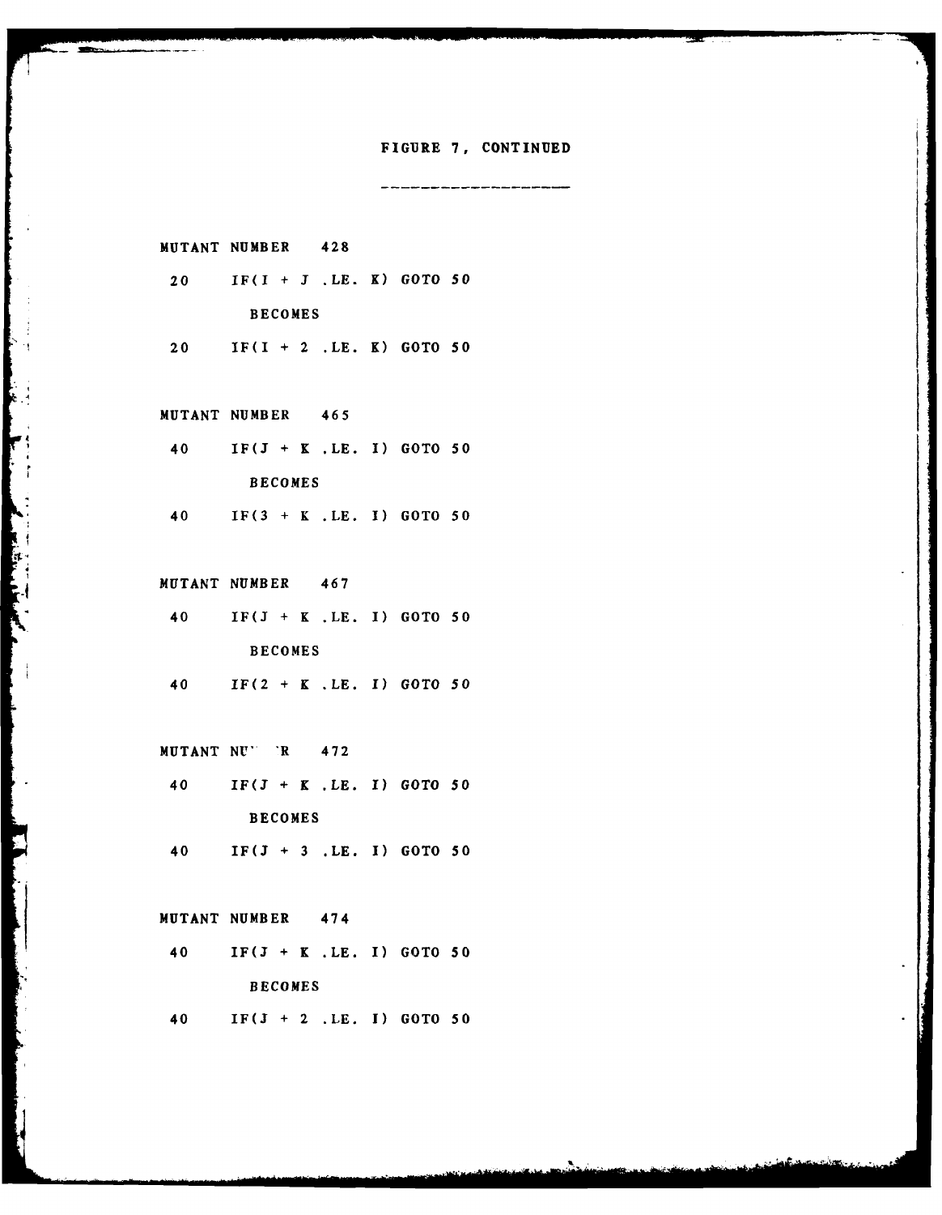FIGURE 7, CONTINUED

---

MUTANT NUMBER 428

```
 20    IF(I + J .LE. K) GOTO 50
          BECOMES
 20    IF(I + 2 .LE. K) GOTO 50
```

MUTANT NUMBER 465

```
 40    IF(J + K .LE. I) GOTO 50
          BECOMES
 40    IF(3 + K .LE. I) GOTO 50
```

MUTANT NUMBER 467

```
 40    IF(J + K .LE. I) GOTO 50
          BECOMES
 40    IF(2 + K .LE. I) GOTO 50
```

MUTANT NU' 'R 472

```
 40    IF(J + K .LE. I) GOTO 50
          BECOMES
 40    IF(J + 3 .LE. I) GOTO 50
```

MUTANT NUMBER 474

```
 40    IF(J + K .LE. I) GOTO 50
          BECOMES
 40    IF(J + 2 .LE. I) GOTO 50
```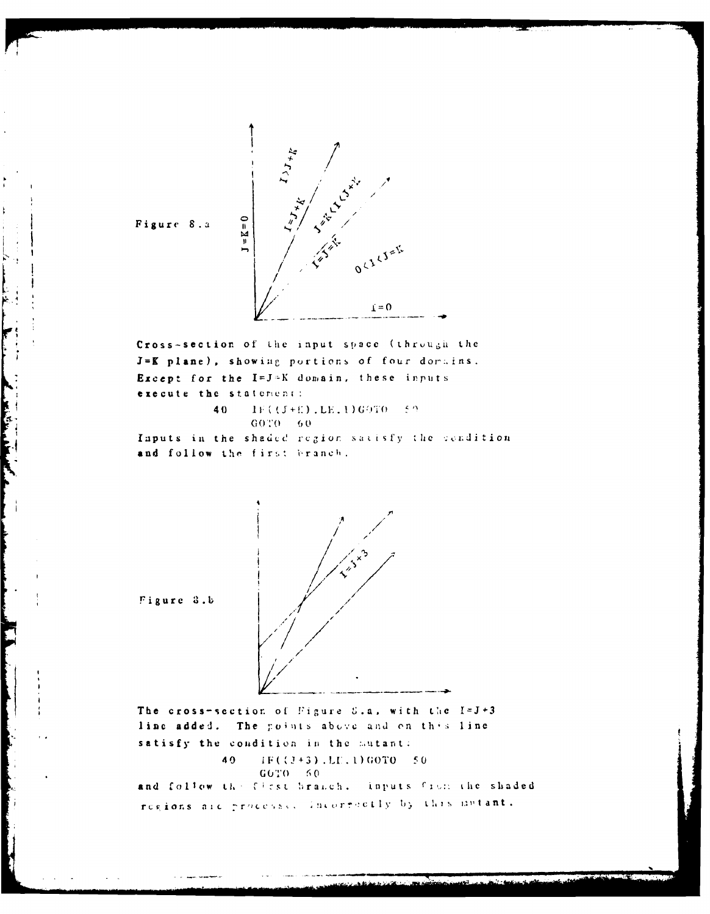Figure 8.a

Cross-section of the input space (through the J=K plane), showing portions of four domains. Except for the I=J=K domain, these inputs execute the statement:

```
40    IF((J+K).LE.I)GOTO  50
      GOTO  60
```

Inputs in the shaded region satisfy the condition and follow the first branch.

Figure 8.b

The cross-section of Figure 8.a, with the I=J+3 line added. The points above and on this line satisfy the condition in the mutant:

```
40    IF((J+3).LE.I)GOTO  50
      GOTO  60
```

and follow the first branch. Inputs from the shaded regions are processed incorrectly by this mutant.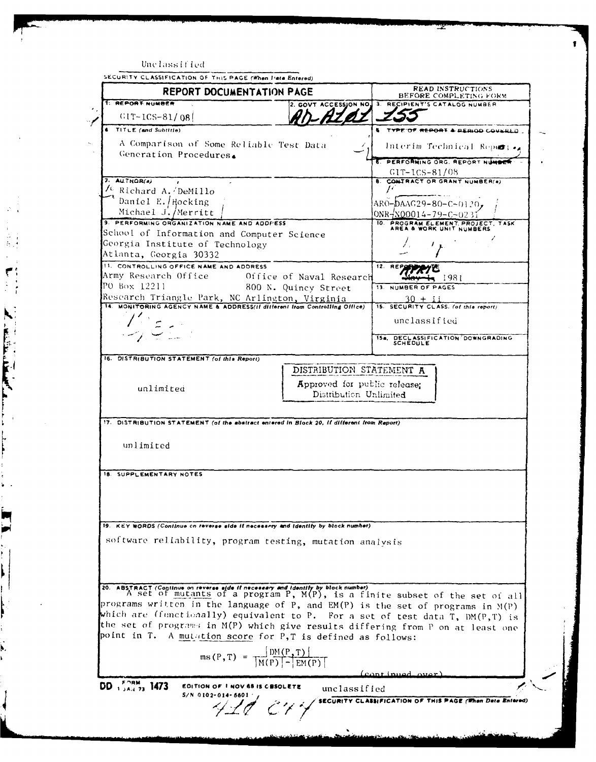Unclassified

SECURITY CLASSIFICATION OF THIS PAGE (When Data Entered)

| REPORT DOCUMENTATION PAGE | | READ INSTRUCTIONS BEFORE COMPLETING FORM |
|---|---|---|
| 1. REPORT NUMBER GIT-ICS-81/08 | 2. GOVT ACCESSION NO. AD-A101 | 3. RECIPIENT'S CATALOG NUMBER 155 |
| 4. TITLE (and Subtitle) A Comparison of Some Reliable Test Data Generation Procedures | | 5. TYPE OF REPORT & PERIOD COVERED Interim Technical Report |
| | | 6. PERFORMING ORG. REPORT NUMBER GIT-ICS-81/08 |
| 7. AUTHOR(s) Richard A. DeMillo, Daniel E. Hocking, Michael J. Merritt | | 8. CONTRACT OR GRANT NUMBER(s) ARO-DAAG29-80-C-0120, ONR-N00014-79-C-0231 |
| 9. PERFORMING ORGANIZATION NAME AND ADDRESS School of Information and Computer Science, Georgia Institute of Technology, Atlanta, Georgia 30332 | | 10. PROGRAM ELEMENT, PROJECT, TASK AREA & WORK UNIT NUMBERS |
| 11. CONTROLLING OFFICE NAME AND ADDRESS Army Research Office, PO Box 12211, Research Triangle Park, NC; Office of Naval Research, 800 N. Quincy Street, Arlington, Virginia | | 12. REPORT DATE April 1981 |
| | | 13. NUMBER OF PAGES 30 + ii |
| 14. MONITORING AGENCY NAME & ADDRESS (if different from Controlling Office) | | 15. SECURITY CLASS. (of this report) unclassified |
| | | 15a. DECLASSIFICATION DOWNGRADING SCHEDULE |

16. DISTRIBUTION STATEMENT (of this Report)

unlimited

DISTRIBUTION STATEMENT A
Approved for public release;
Distribution Unlimited

17. DISTRIBUTION STATEMENT (of the abstract entered in Block 20, if different from Report)

unlimited

18. SUPPLEMENTARY NOTES

19. KEY WORDS (Continue on reverse side if necessary and identify by block number)

software reliability, program testing, mutation analysis

20. ABSTRACT (Continue on reverse side if necessary and identify by block number)

A set of mutants of a program P, M(P), is a finite subset of the set of all programs written in the language of P, and EM(P) is the set of programs in M(P) which are (functionally) equivalent to P. For a set of test data T, DM(P,T) is the set of programs in M(P) which give results differing from P on at least one point in T. A mutation score for P,T is defined as follows:

$$ms(P,T) = \frac{|DM(P,T)|}{|M(P)| - |EM(P)|}$$

(continued over)

DD FORM 1 JAN 73 1473 EDITION OF 1 NOV 65 IS OBSOLETE
S/N 0102-014-6601

unclassified

SECURITY CLASSIFICATION OF THIS PAGE (When Data Entered)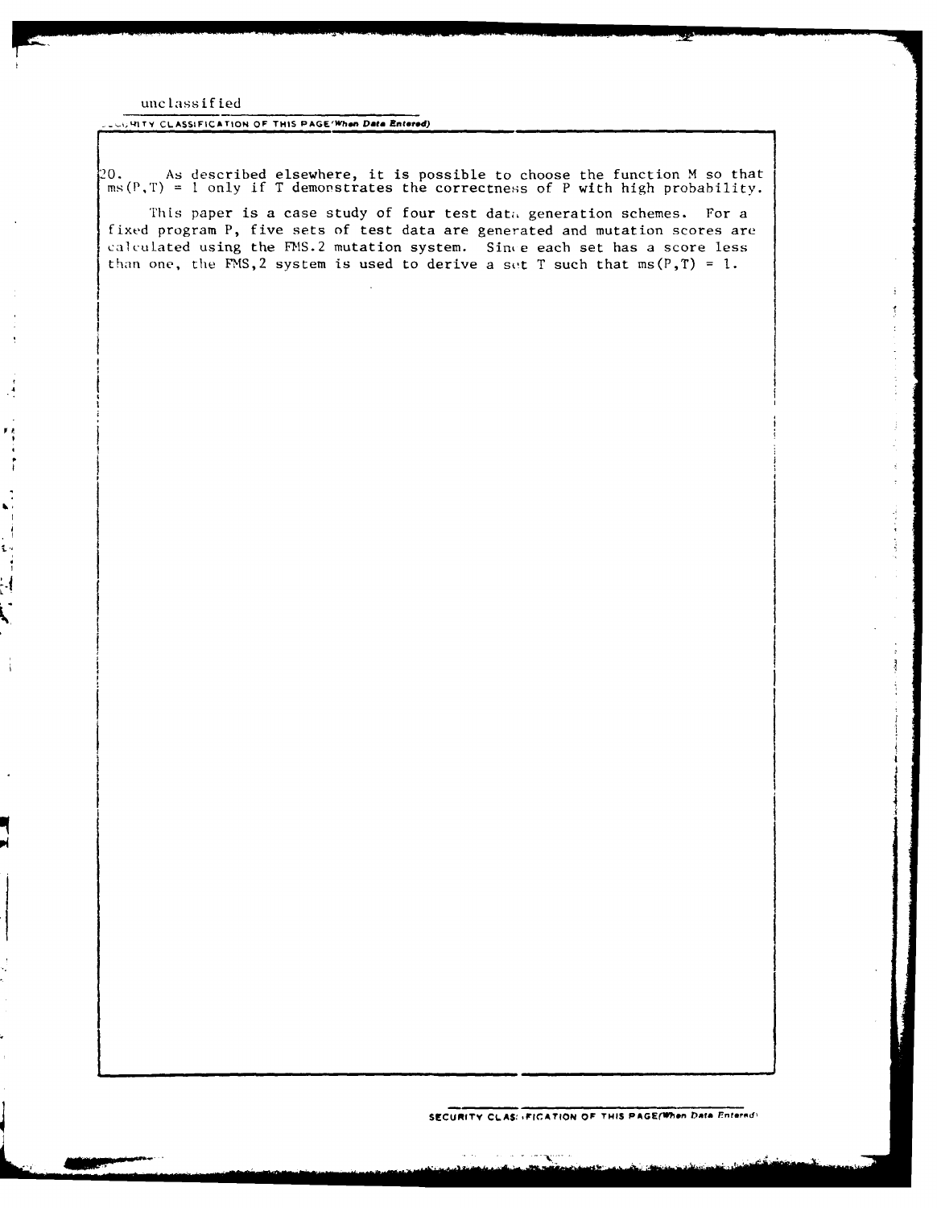unclassified

20. As described elsewhere, it is possible to choose the function M so that $ms(P,T) = 1$ only if T demonstrates the correctness of P with high probability.

This paper is a case study of four test data generation schemes. For a fixed program P, five sets of test data are generated and mutation scores are calculated using the FMS.2 mutation system. Since each set has a score less than one, the FMS,2 system is used to derive a set T such that $ms(P,T) = 1$.